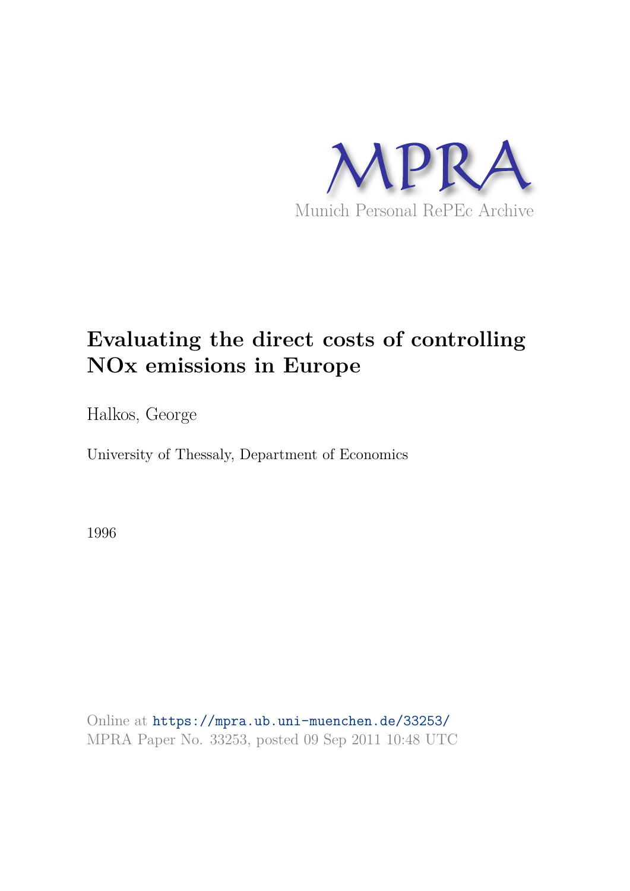MPRA

Munich Personal RePEc Archive

# Evaluating the direct costs of controlling NOx emissions in Europe

Halkos, George

University of Thessaly, Department of Economics

1996

Online at https://mpra.ub.uni-muenchen.de/33253/
MPRA Paper No. 33253, posted 09 Sep 2011 10:48 UTC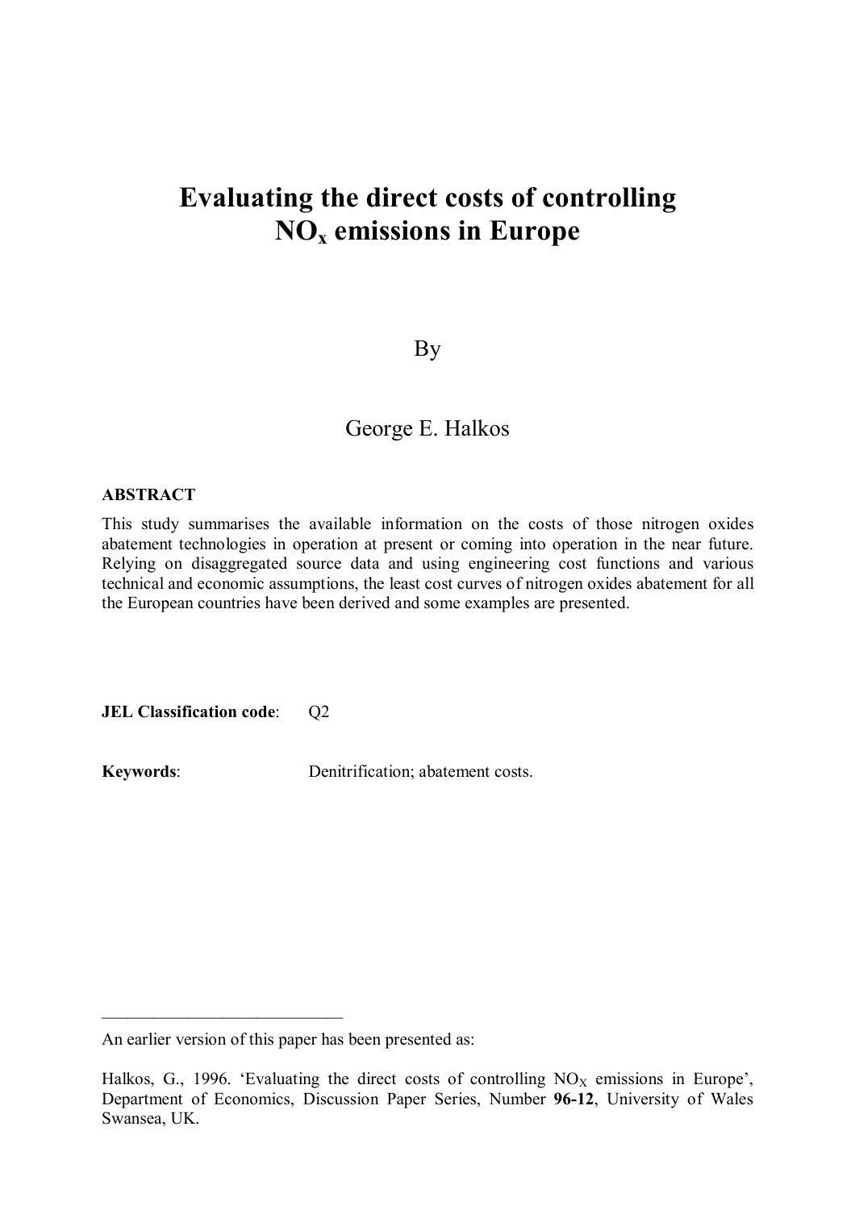# Evaluating the direct costs of controlling $NO_x$ emissions in Europe

By

George E. Halkos

**ABSTRACT**

This study summarises the available information on the costs of those nitrogen oxides abatement technologies in operation at present or coming into operation in the near future. Relying on disaggregated source data and using engineering cost functions and various technical and economic assumptions, the least cost curves of nitrogen oxides abatement for all the European countries have been derived and some examples are presented.

**JEL Classification code**: Q2

**Keywords**: Denitrification; abatement costs.

---

An earlier version of this paper has been presented as:

Halkos, G., 1996. 'Evaluating the direct costs of controlling $NO_X$ emissions in Europe', Department of Economics, Discussion Paper Series, Number **96-12**, University of Wales Swansea, UK.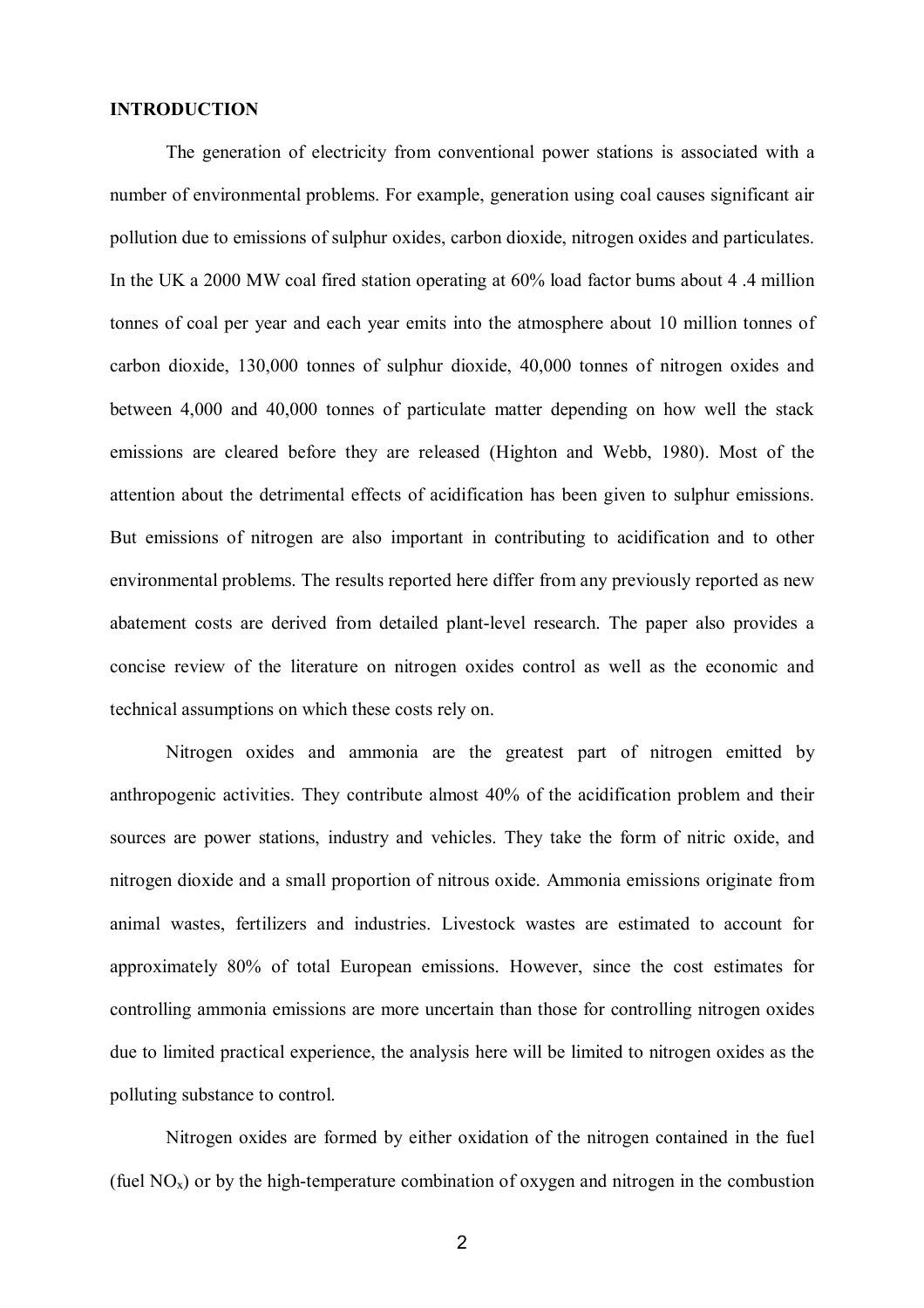**INTRODUCTION**

The generation of electricity from conventional power stations is associated with a number of environmental problems. For example, generation using coal causes significant air pollution due to emissions of sulphur oxides, carbon dioxide, nitrogen oxides and particulates. In the UK a 2000 MW coal fired station operating at 60% load factor bums about 4 .4 million tonnes of coal per year and each year emits into the atmosphere about 10 million tonnes of carbon dioxide, 130,000 tonnes of sulphur dioxide, 40,000 tonnes of nitrogen oxides and between 4,000 and 40,000 tonnes of particulate matter depending on how well the stack emissions are cleared before they are released (Highton and Webb, 1980). Most of the attention about the detrimental effects of acidification has been given to sulphur emissions. But emissions of nitrogen are also important in contributing to acidification and to other environmental problems. The results reported here differ from any previously reported as new abatement costs are derived from detailed plant-level research. The paper also provides a concise review of the literature on nitrogen oxides control as well as the economic and technical assumptions on which these costs rely on.

Nitrogen oxides and ammonia are the greatest part of nitrogen emitted by anthropogenic activities. They contribute almost 40% of the acidification problem and their sources are power stations, industry and vehicles. They take the form of nitric oxide, and nitrogen dioxide and a small proportion of nitrous oxide. Ammonia emissions originate from animal wastes, fertilizers and industries. Livestock wastes are estimated to account for approximately 80% of total European emissions. However, since the cost estimates for controlling ammonia emissions are more uncertain than those for controlling nitrogen oxides due to limited practical experience, the analysis here will be limited to nitrogen oxides as the polluting substance to control.

Nitrogen oxides are formed by either oxidation of the nitrogen contained in the fuel (fuel $NO_x$) or by the high-temperature combination of oxygen and nitrogen in the combustion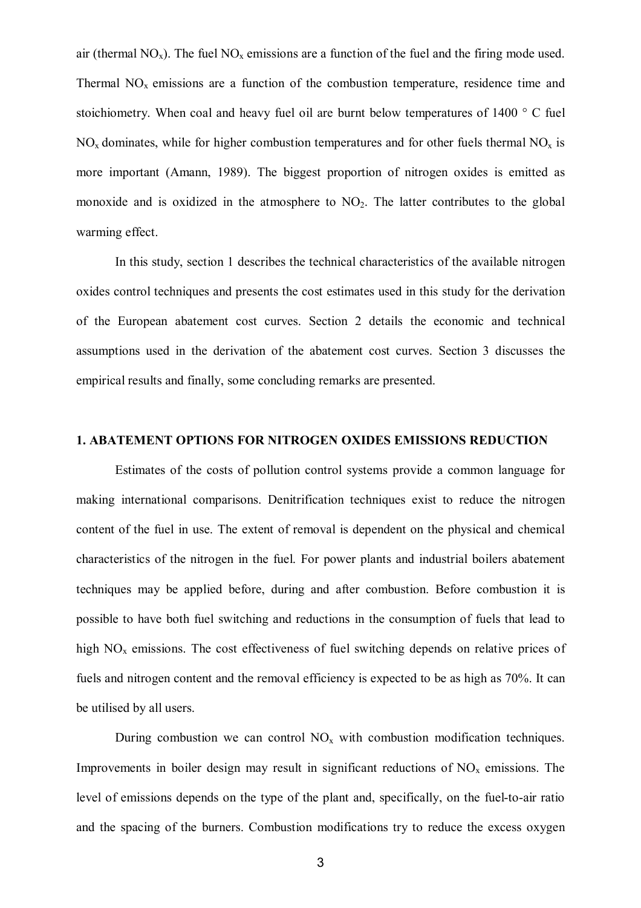air (thermal $NO_x$). The fuel $NO_x$ emissions are a function of the fuel and the firing mode used. Thermal $NO_x$ emissions are a function of the combustion temperature, residence time and stoichiometry. When coal and heavy fuel oil are burnt below temperatures of 1400 ° C fuel $NO_x$ dominates, while for higher combustion temperatures and for other fuels thermal $NO_x$ is more important (Amann, 1989). The biggest proportion of nitrogen oxides is emitted as monoxide and is oxidized in the atmosphere to $NO_2$. The latter contributes to the global warming effect.

In this study, section 1 describes the technical characteristics of the available nitrogen oxides control techniques and presents the cost estimates used in this study for the derivation of the European abatement cost curves. Section 2 details the economic and technical assumptions used in the derivation of the abatement cost curves. Section 3 discusses the empirical results and finally, some concluding remarks are presented.

## 1. ABATEMENT OPTIONS FOR NITROGEN OXIDES EMISSIONS REDUCTION

Estimates of the costs of pollution control systems provide a common language for making international comparisons. Denitrification techniques exist to reduce the nitrogen content of the fuel in use. The extent of removal is dependent on the physical and chemical characteristics of the nitrogen in the fuel. For power plants and industrial boilers abatement techniques may be applied before, during and after combustion. Before combustion it is possible to have both fuel switching and reductions in the consumption of fuels that lead to high $NO_x$ emissions. The cost effectiveness of fuel switching depends on relative prices of fuels and nitrogen content and the removal efficiency is expected to be as high as 70%. It can be utilised by all users.

During combustion we can control $NO_x$ with combustion modification techniques. Improvements in boiler design may result in significant reductions of $NO_x$ emissions. The level of emissions depends on the type of the plant and, specifically, on the fuel-to-air ratio and the spacing of the burners. Combustion modifications try to reduce the excess oxygen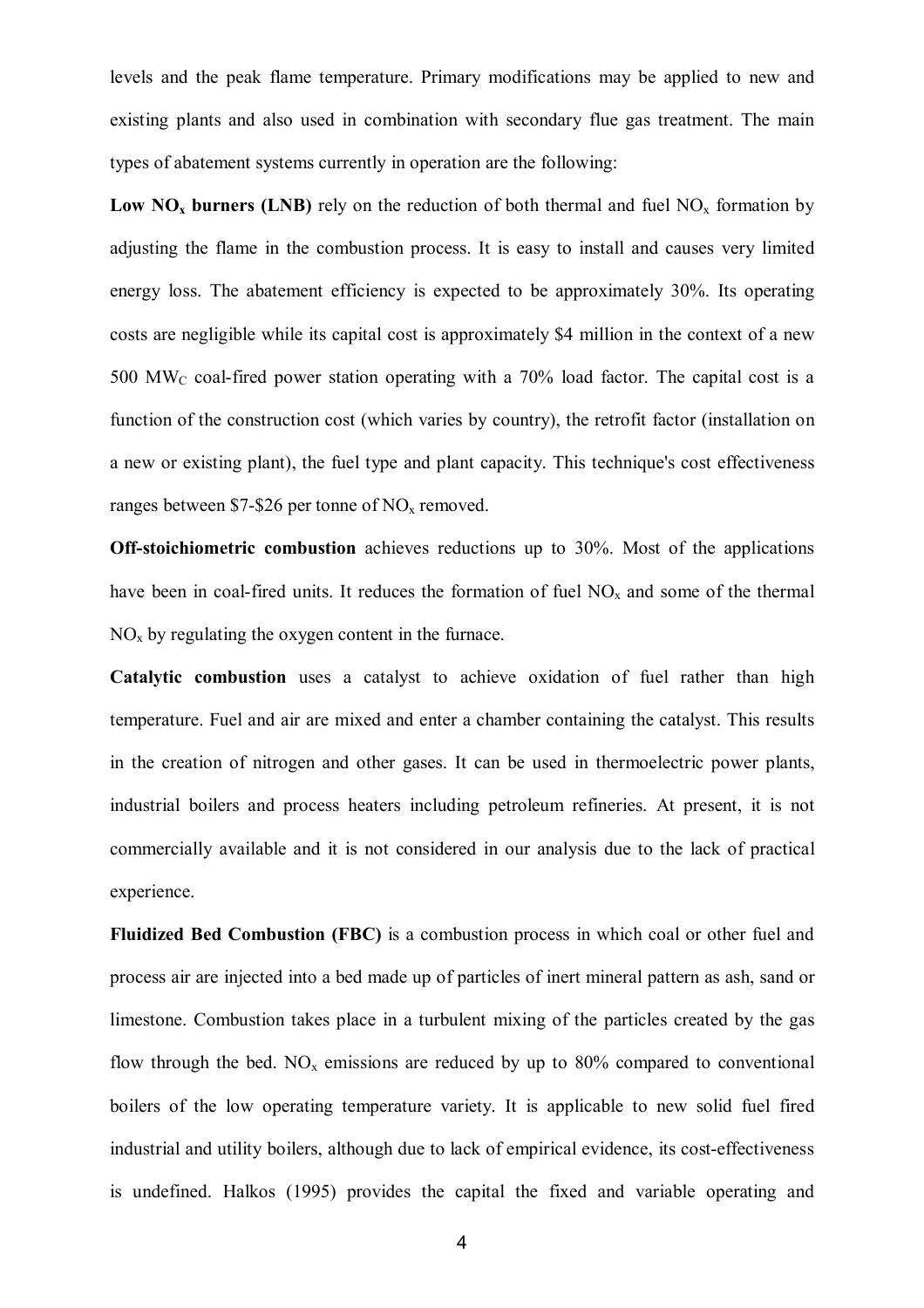levels and the peak flame temperature. Primary modifications may be applied to new and existing plants and also used in combination with secondary flue gas treatment. The main types of abatement systems currently in operation are the following:

**Low $NO_x$ burners (LNB)** rely on the reduction of both thermal and fuel $NO_x$ formation by adjusting the flame in the combustion process. It is easy to install and causes very limited energy loss. The abatement efficiency is expected to be approximately 30%. Its operating costs are negligible while its capital cost is approximately $4 million in the context of a new 500 $MW_C$ coal-fired power station operating with a 70% load factor. The capital cost is a function of the construction cost (which varies by country), the retrofit factor (installation on a new or existing plant), the fuel type and plant capacity. This technique's cost effectiveness ranges between $7-$26 per tonne of $NO_x$ removed.

**Off-stoichiometric combustion** achieves reductions up to 30%. Most of the applications have been in coal-fired units. It reduces the formation of fuel $NO_x$ and some of the thermal $NO_x$ by regulating the oxygen content in the furnace.

**Catalytic combustion** uses a catalyst to achieve oxidation of fuel rather than high temperature. Fuel and air are mixed and enter a chamber containing the catalyst. This results in the creation of nitrogen and other gases. It can be used in thermoelectric power plants, industrial boilers and process heaters including petroleum refineries. At present, it is not commercially available and it is not considered in our analysis due to the lack of practical experience.

**Fluidized Bed Combustion (FBC)** is a combustion process in which coal or other fuel and process air are injected into a bed made up of particles of inert mineral pattern as ash, sand or limestone. Combustion takes place in a turbulent mixing of the particles created by the gas flow through the bed. $NO_x$ emissions are reduced by up to 80% compared to conventional boilers of the low operating temperature variety. It is applicable to new solid fuel fired industrial and utility boilers, although due to lack of empirical evidence, its cost-effectiveness is undefined. Halkos (1995) provides the capital the fixed and variable operating and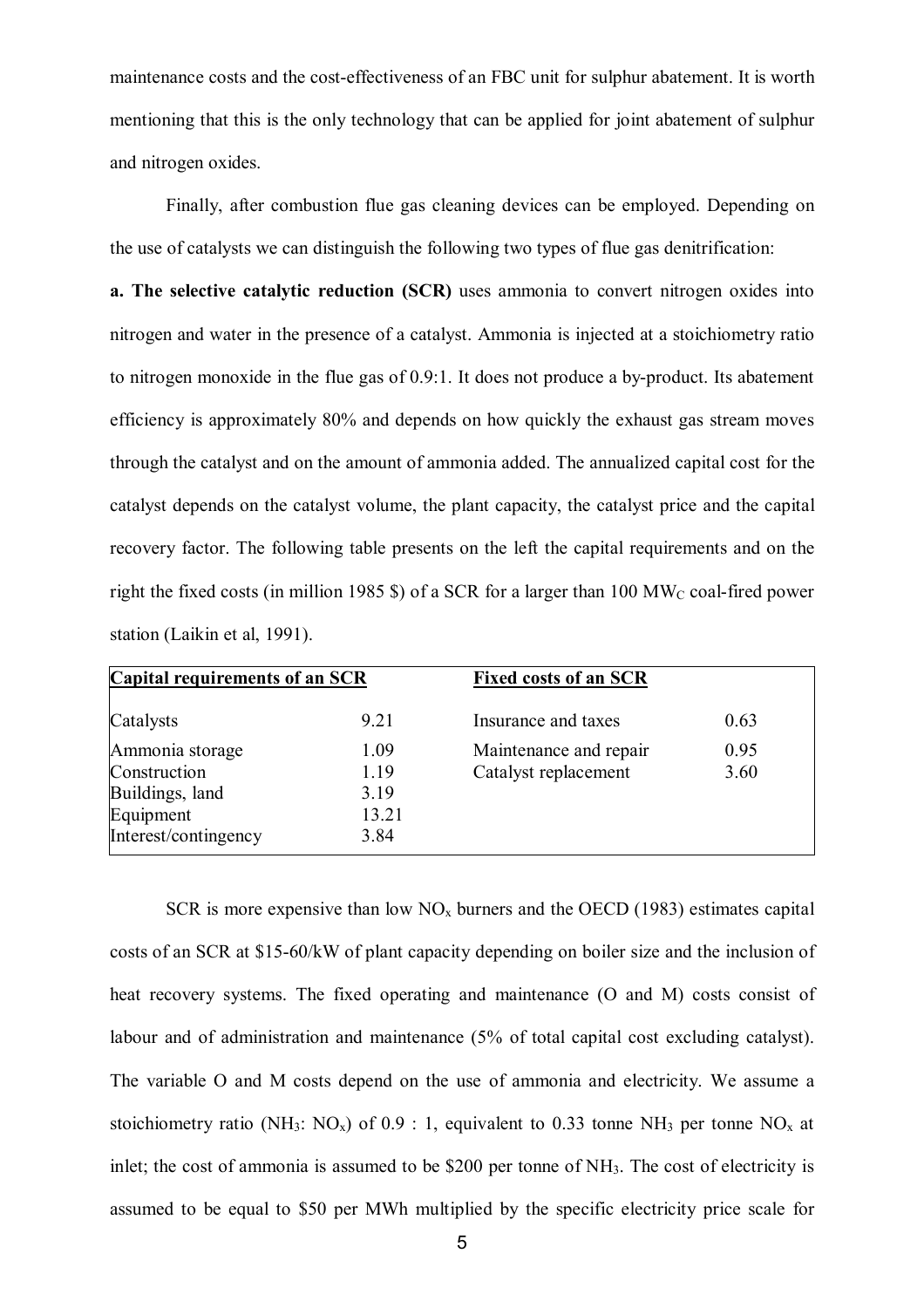maintenance costs and the cost-effectiveness of an FBC unit for sulphur abatement. It is worth mentioning that this is the only technology that can be applied for joint abatement of sulphur and nitrogen oxides.

Finally, after combustion flue gas cleaning devices can be employed. Depending on the use of catalysts we can distinguish the following two types of flue gas denitrification:

**a. The selective catalytic reduction (SCR)** uses ammonia to convert nitrogen oxides into nitrogen and water in the presence of a catalyst. Ammonia is injected at a stoichiometry ratio to nitrogen monoxide in the flue gas of 0.9:1. It does not produce a by-product. Its abatement efficiency is approximately 80% and depends on how quickly the exhaust gas stream moves through the catalyst and on the amount of ammonia added. The annualized capital cost for the catalyst depends on the catalyst volume, the plant capacity, the catalyst price and the capital recovery factor. The following table presents on the left the capital requirements and on the right the fixed costs (in million 1985 \$) of a SCR for a larger than 100 $MW_C$ coal-fired power station (Laikin et al, 1991).

| Capital requirements of an SCR | | Fixed costs of an SCR | |
|---|---|---|---|
| Catalysts | 9.21 | Insurance and taxes | 0.63 |
| Ammonia storage | 1.09 | Maintenance and repair | 0.95 |
| Construction | 1.19 | Catalyst replacement | 3.60 |
| Buildings, land | 3.19 | | |
| Equipment | 13.21 | | |
| Interest/contingency | 3.84 | | |

SCR is more expensive than low $NO_x$ burners and the OECD (1983) estimates capital costs of an SCR at \$15-60/kW of plant capacity depending on boiler size and the inclusion of heat recovery systems. The fixed operating and maintenance (O and M) costs consist of labour and of administration and maintenance (5% of total capital cost excluding catalyst). The variable O and M costs depend on the use of ammonia and electricity. We assume a stoichiometry ratio ($NH_3$: $NO_x$) of 0.9 : 1, equivalent to 0.33 tonne $NH_3$ per tonne $NO_x$ at inlet; the cost of ammonia is assumed to be \$200 per tonne of $NH_3$. The cost of electricity is assumed to be equal to \$50 per MWh multiplied by the specific electricity price scale for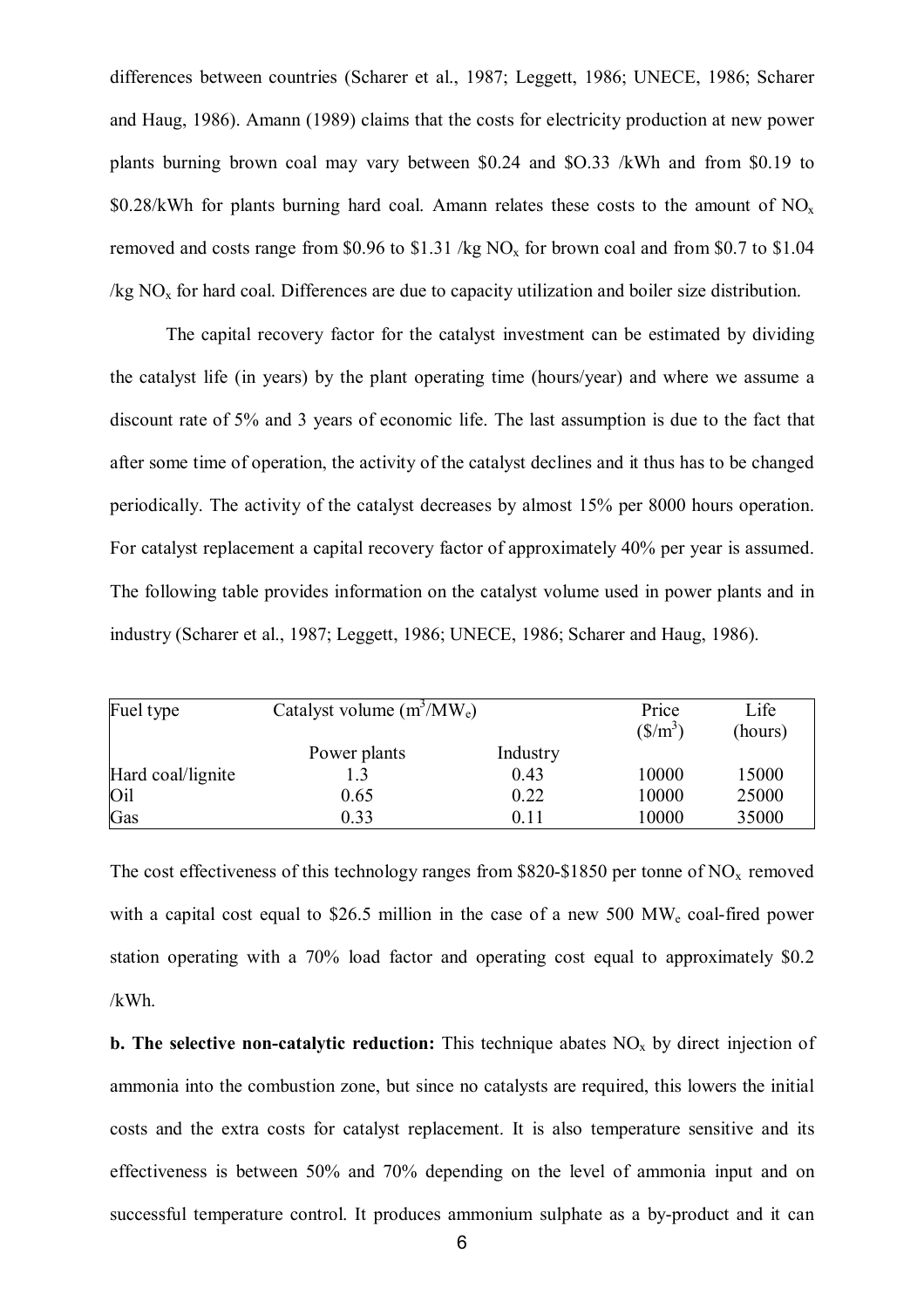differences between countries (Scharer et al., 1987; Leggett, 1986; UNECE, 1986; Scharer and Haug, 1986). Amann (1989) claims that the costs for electricity production at new power plants burning brown coal may vary between \$0.24 and \$O.33 /kWh and from \$0.19 to \$0.28/kWh for plants burning hard coal. Amann relates these costs to the amount of $NO_x$ removed and costs range from \$0.96 to \$1.31 /kg $NO_x$ for brown coal and from \$0.7 to \$1.04 /kg $NO_x$ for hard coal. Differences are due to capacity utilization and boiler size distribution.

The capital recovery factor for the catalyst investment can be estimated by dividing the catalyst life (in years) by the plant operating time (hours/year) and where we assume a discount rate of 5% and 3 years of economic life. The last assumption is due to the fact that after some time of operation, the activity of the catalyst declines and it thus has to be changed periodically. The activity of the catalyst decreases by almost 15% per 8000 hours operation. For catalyst replacement a capital recovery factor of approximately 40% per year is assumed. The following table provides information on the catalyst volume used in power plants and in industry (Scharer et al., 1987; Leggett, 1986; UNECE, 1986; Scharer and Haug, 1986).

| Fuel type | Catalyst volume ($m^3/MW_e$) | | Price (\$/$m^3$) | Life (hours) |
|---|---|---|---|---|
| | Power plants | Industry | | |
| Hard coal/lignite | 1.3 | 0.43 | 10000 | 15000 |
| Oil | 0.65 | 0.22 | 10000 | 25000 |
| Gas | 0.33 | 0.11 | 10000 | 35000 |

The cost effectiveness of this technology ranges from \$820-\$1850 per tonne of $NO_x$ removed with a capital cost equal to \$26.5 million in the case of a new 500 $MW_e$ coal-fired power station operating with a 70% load factor and operating cost equal to approximately \$0.2 /kWh.

**b. The selective non-catalytic reduction:** This technique abates $NO_x$ by direct injection of ammonia into the combustion zone, but since no catalysts are required, this lowers the initial costs and the extra costs for catalyst replacement. It is also temperature sensitive and its effectiveness is between 50% and 70% depending on the level of ammonia input and on successful temperature control. It produces ammonium sulphate as a by-product and it can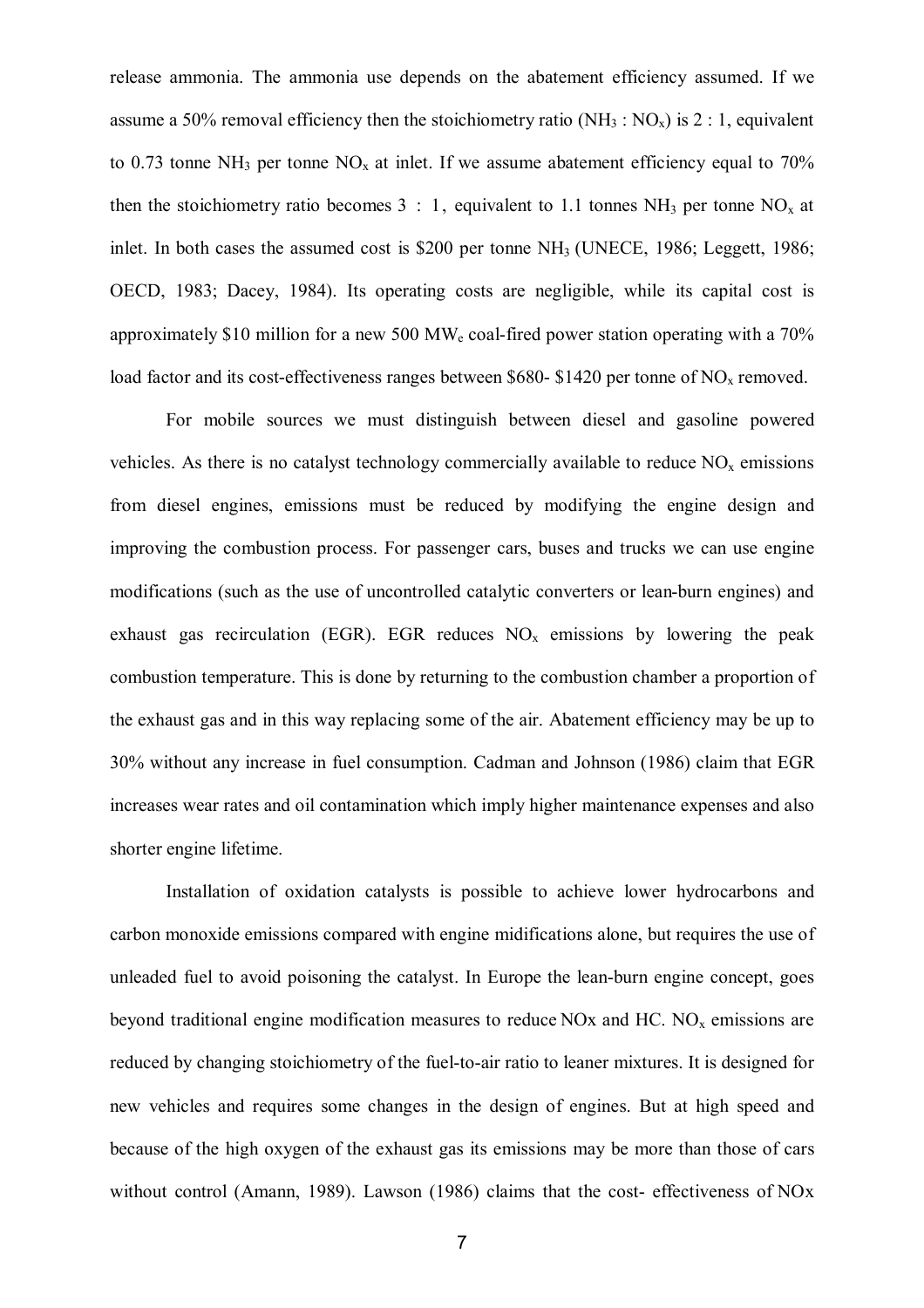release ammonia. The ammonia use depends on the abatement efficiency assumed. If we assume a 50% removal efficiency then the stoichiometry ratio ($NH_3$ : $NO_x$) is 2 : 1, equivalent to 0.73 tonne $NH_3$ per tonne $NO_x$ at inlet. If we assume abatement efficiency equal to 70% then the stoichiometry ratio becomes 3 : 1, equivalent to 1.1 tonnes $NH_3$ per tonne $NO_x$ at inlet. In both cases the assumed cost is \$200 per tonne $NH_3$ (UNECE, 1986; Leggett, 1986; OECD, 1983; Dacey, 1984). Its operating costs are negligible, while its capital cost is approximately \$10 million for a new 500 $MW_e$ coal-fired power station operating with a 70% load factor and its cost-effectiveness ranges between \$680- \$1420 per tonne of $NO_x$ removed.

For mobile sources we must distinguish between diesel and gasoline powered vehicles. As there is no catalyst technology commercially available to reduce $NO_x$ emissions from diesel engines, emissions must be reduced by modifying the engine design and improving the combustion process. For passenger cars, buses and trucks we can use engine modifications (such as the use of uncontrolled catalytic converters or lean-burn engines) and exhaust gas recirculation (EGR). EGR reduces $NO_x$ emissions by lowering the peak combustion temperature. This is done by returning to the combustion chamber a proportion of the exhaust gas and in this way replacing some of the air. Abatement efficiency may be up to 30% without any increase in fuel consumption. Cadman and Johnson (1986) claim that EGR increases wear rates and oil contamination which imply higher maintenance expenses and also shorter engine lifetime.

Installation of oxidation catalysts is possible to achieve lower hydrocarbons and carbon monoxide emissions compared with engine midifications alone, but requires the use of unleaded fuel to avoid poisoning the catalyst. In Europe the lean-burn engine concept, goes beyond traditional engine modification measures to reduce NOx and HC. $NO_x$ emissions are reduced by changing stoichiometry of the fuel-to-air ratio to leaner mixtures. It is designed for new vehicles and requires some changes in the design of engines. But at high speed and because of the high oxygen of the exhaust gas its emissions may be more than those of cars without control (Amann, 1989). Lawson (1986) claims that the cost- effectiveness of NOx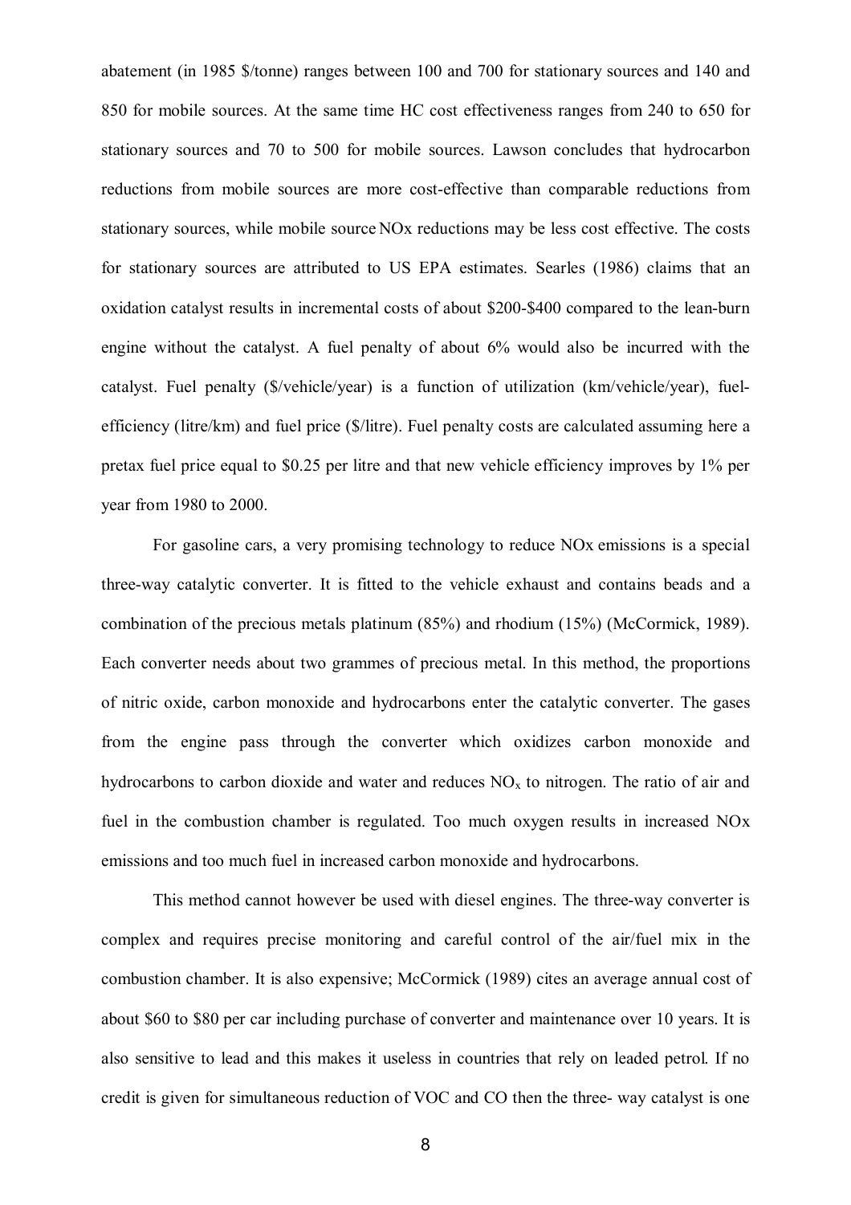abatement (in 1985 \$/tonne) ranges between 100 and 700 for stationary sources and 140 and 850 for mobile sources. At the same time HC cost effectiveness ranges from 240 to 650 for stationary sources and 70 to 500 for mobile sources. Lawson concludes that hydrocarbon reductions from mobile sources are more cost-effective than comparable reductions from stationary sources, while mobile source NOx reductions may be less cost effective. The costs for stationary sources are attributed to US EPA estimates. Searles (1986) claims that an oxidation catalyst results in incremental costs of about \$200-\$400 compared to the lean-burn engine without the catalyst. A fuel penalty of about 6% would also be incurred with the catalyst. Fuel penalty (\$/vehicle/year) is a function of utilization (km/vehicle/year), fuel-efficiency (litre/km) and fuel price (\$/litre). Fuel penalty costs are calculated assuming here a pretax fuel price equal to \$0.25 per litre and that new vehicle efficiency improves by 1% per year from 1980 to 2000.

For gasoline cars, a very promising technology to reduce NOx emissions is a special three-way catalytic converter. It is fitted to the vehicle exhaust and contains beads and a combination of the precious metals platinum (85%) and rhodium (15%) (McCormick, 1989). Each converter needs about two grammes of precious metal. In this method, the proportions of nitric oxide, carbon monoxide and hydrocarbons enter the catalytic converter. The gases from the engine pass through the converter which oxidizes carbon monoxide and hydrocarbons to carbon dioxide and water and reduces $NO_x$ to nitrogen. The ratio of air and fuel in the combustion chamber is regulated. Too much oxygen results in increased NOx emissions and too much fuel in increased carbon monoxide and hydrocarbons.

This method cannot however be used with diesel engines. The three-way converter is complex and requires precise monitoring and careful control of the air/fuel mix in the combustion chamber. It is also expensive; McCormick (1989) cites an average annual cost of about \$60 to \$80 per car including purchase of converter and maintenance over 10 years. It is also sensitive to lead and this makes it useless in countries that rely on leaded petrol. If no credit is given for simultaneous reduction of VOC and CO then the three- way catalyst is one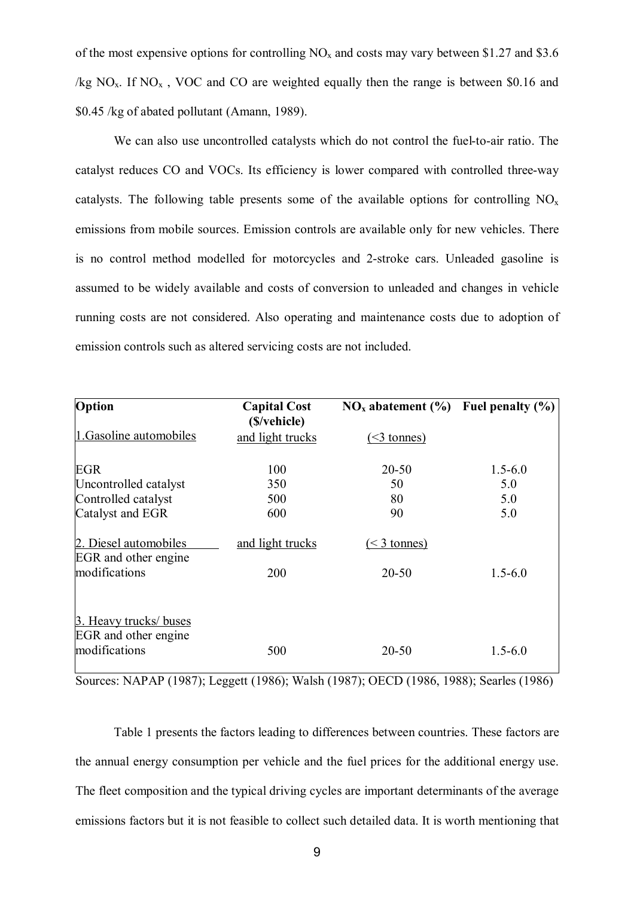of the most expensive options for controlling $NO_x$ and costs may vary between \$1.27 and \$3.6 /kg $NO_x$. If $NO_x$ , VOC and CO are weighted equally then the range is between \$0.16 and \$0.45 /kg of abated pollutant (Amann, 1989).

We can also use uncontrolled catalysts which do not control the fuel-to-air ratio. The catalyst reduces CO and VOCs. Its efficiency is lower compared with controlled three-way catalysts. The following table presents some of the available options for controlling $NO_x$ emissions from mobile sources. Emission controls are available only for new vehicles. There is no control method modelled for motorcycles and 2-stroke cars. Unleaded gasoline is assumed to be widely available and costs of conversion to unleaded and changes in vehicle running costs are not considered. Also operating and maintenance costs due to adoption of emission controls such as altered servicing costs are not included.

| **Option** | **Capital Cost (\$/vehicle)** | **$NO_x$ abatement (%)** | **Fuel penalty (%)** |
|---|---|---|---|
| 1.Gasoline automobiles | and light trucks | (<3 tonnes) | |
| EGR | 100 | 20-50 | 1.5-6.0 |
| Uncontrolled catalyst | 350 | 50 | 5.0 |
| Controlled catalyst | 500 | 80 | 5.0 |
| Catalyst and EGR | 600 | 90 | 5.0 |
| 2. Diesel automobiles | and light trucks | (< 3 tonnes) | |
| EGR and other engine modifications | 200 | 20-50 | 1.5-6.0 |
| 3. Heavy trucks/ buses | | | |
| EGR and other engine modifications | 500 | 20-50 | 1.5-6.0 |

Sources: NAPAP (1987); Leggett (1986); Walsh (1987); OECD (1986, 1988); Searles (1986)

Table 1 presents the factors leading to differences between countries. These factors are the annual energy consumption per vehicle and the fuel prices for the additional energy use. The fleet composition and the typical driving cycles are important determinants of the average emissions factors but it is not feasible to collect such detailed data. It is worth mentioning that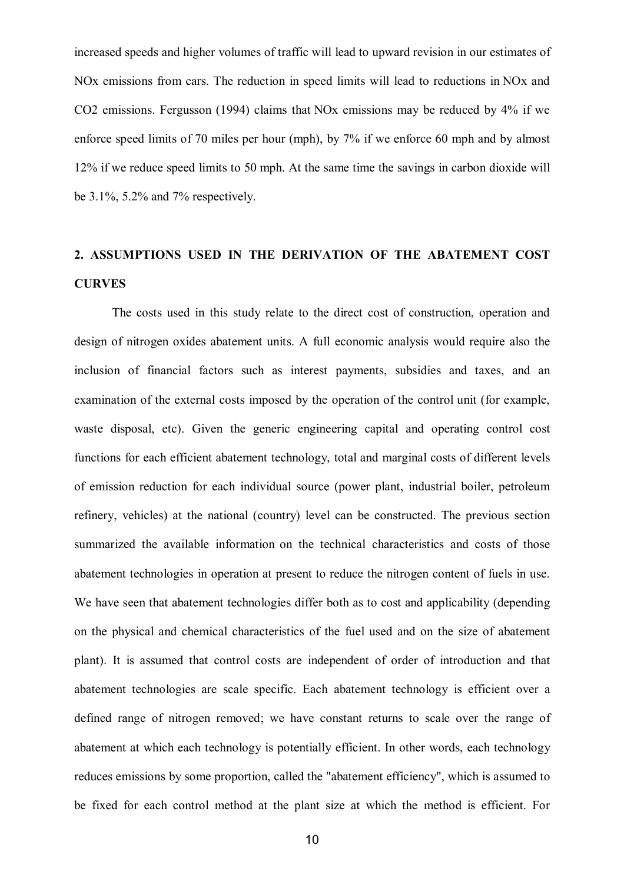increased speeds and higher volumes of traffic will lead to upward revision in our estimates of NOx emissions from cars. The reduction in speed limits will lead to reductions in NOx and $CO_2$ emissions. Fergusson (1994) claims that NOx emissions may be reduced by 4% if we enforce speed limits of 70 miles per hour (mph), by 7% if we enforce 60 mph and by almost 12% if we reduce speed limits to 50 mph. At the same time the savings in carbon dioxide will be 3.1%, 5.2% and 7% respectively.

## 2. ASSUMPTIONS USED IN THE DERIVATION OF THE ABATEMENT COST CURVES

The costs used in this study relate to the direct cost of construction, operation and design of nitrogen oxides abatement units. A full economic analysis would require also the inclusion of financial factors such as interest payments, subsidies and taxes, and an examination of the external costs imposed by the operation of the control unit (for example, waste disposal, etc). Given the generic engineering capital and operating control cost functions for each efficient abatement technology, total and marginal costs of different levels of emission reduction for each individual source (power plant, industrial boiler, petroleum refinery, vehicles) at the national (country) level can be constructed. The previous section summarized the available information on the technical characteristics and costs of those abatement technologies in operation at present to reduce the nitrogen content of fuels in use. We have seen that abatement technologies differ both as to cost and applicability (depending on the physical and chemical characteristics of the fuel used and on the size of abatement plant). It is assumed that control costs are independent of order of introduction and that abatement technologies are scale specific. Each abatement technology is efficient over a defined range of nitrogen removed; we have constant returns to scale over the range of abatement at which each technology is potentially efficient. In other words, each technology reduces emissions by some proportion, called the "abatement efficiency", which is assumed to be fixed for each control method at the plant size at which the method is efficient. For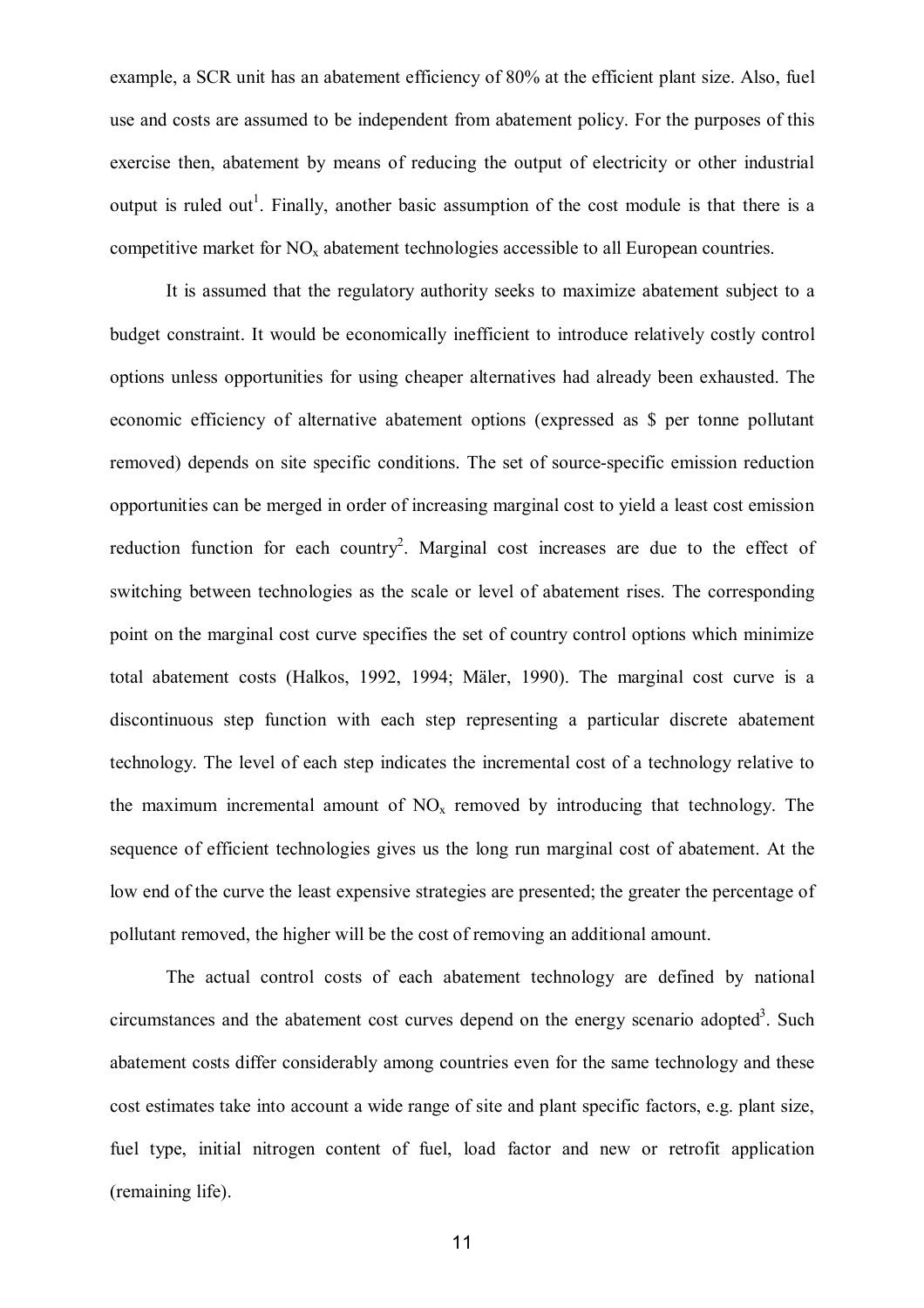example, a SCR unit has an abatement efficiency of 80% at the efficient plant size. Also, fuel use and costs are assumed to be independent from abatement policy. For the purposes of this exercise then, abatement by means of reducing the output of electricity or other industrial output is ruled out[1]. Finally, another basic assumption of the cost module is that there is a competitive market for $NO_x$ abatement technologies accessible to all European countries.

It is assumed that the regulatory authority seeks to maximize abatement subject to a budget constraint. It would be economically inefficient to introduce relatively costly control options unless opportunities for using cheaper alternatives had already been exhausted. The economic efficiency of alternative abatement options (expressed as $ per tonne pollutant removed) depends on site specific conditions. The set of source-specific emission reduction opportunities can be merged in order of increasing marginal cost to yield a least cost emission reduction function for each country[2]. Marginal cost increases are due to the effect of switching between technologies as the scale or level of abatement rises. The corresponding point on the marginal cost curve specifies the set of country control options which minimize total abatement costs (Halkos, 1992, 1994; Mäler, 1990). The marginal cost curve is a discontinuous step function with each step representing a particular discrete abatement technology. The level of each step indicates the incremental cost of a technology relative to the maximum incremental amount of $NO_x$ removed by introducing that technology. The sequence of efficient technologies gives us the long run marginal cost of abatement. At the low end of the curve the least expensive strategies are presented; the greater the percentage of pollutant removed, the higher will be the cost of removing an additional amount.

The actual control costs of each abatement technology are defined by national circumstances and the abatement cost curves depend on the energy scenario adopted[3]. Such abatement costs differ considerably among countries even for the same technology and these cost estimates take into account a wide range of site and plant specific factors, e.g. plant size, fuel type, initial nitrogen content of fuel, load factor and new or retrofit application (remaining life).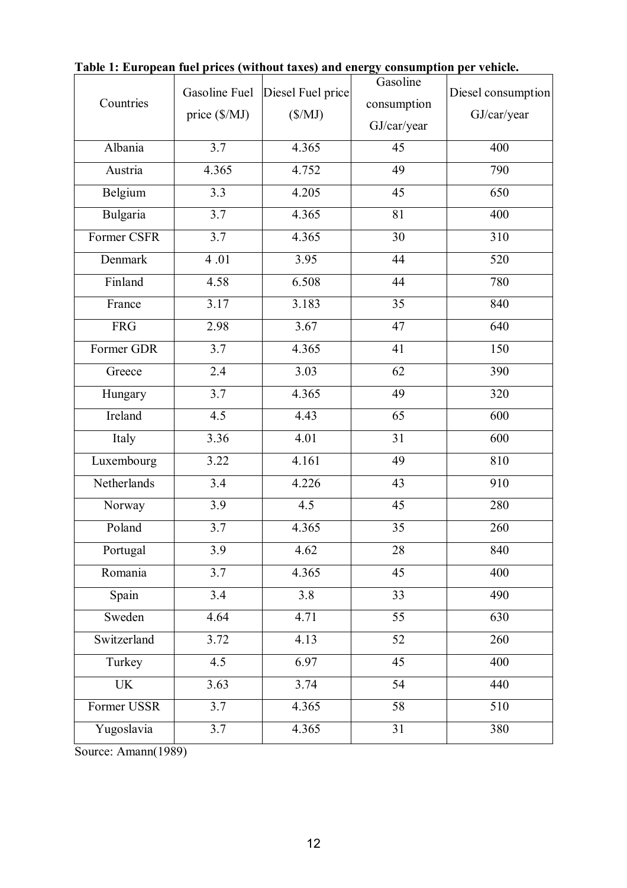**Table 1: European fuel prices (without taxes) and energy consumption per vehicle.**

| Countries | Gasoline Fuel price ($/MJ) | Diesel Fuel price ($/MJ) | Gasoline consumption GJ/car/year | Diesel consumption GJ/car/year |
|---|---|---|---|---|
| Albania | 3.7 | 4.365 | 45 | 400 |
| Austria | 4.365 | 4.752 | 49 | 790 |
| Belgium | 3.3 | 4.205 | 45 | 650 |
| Bulgaria | 3.7 | 4.365 | 81 | 400 |
| Former CSFR | 3.7 | 4.365 | 30 | 310 |
| Denmark | 4 .01 | 3.95 | 44 | 520 |
| Finland | 4.58 | 6.508 | 44 | 780 |
| France | 3.17 | 3.183 | 35 | 840 |
| FRG | 2.98 | 3.67 | 47 | 640 |
| Former GDR | 3.7 | 4.365 | 41 | 150 |
| Greece | 2.4 | 3.03 | 62 | 390 |
| Hungary | 3.7 | 4.365 | 49 | 320 |
| Ireland | 4.5 | 4.43 | 65 | 600 |
| Italy | 3.36 | 4.01 | 31 | 600 |
| Luxembourg | 3.22 | 4.161 | 49 | 810 |
| Netherlands | 3.4 | 4.226 | 43 | 910 |
| Norway | 3.9 | 4.5 | 45 | 280 |
| Poland | 3.7 | 4.365 | 35 | 260 |
| Portugal | 3.9 | 4.62 | 28 | 840 |
| Romania | 3.7 | 4.365 | 45 | 400 |
| Spain | 3.4 | 3.8 | 33 | 490 |
| Sweden | 4.64 | 4.71 | 55 | 630 |
| Switzerland | 3.72 | 4.13 | 52 | 260 |
| Turkey | 4.5 | 6.97 | 45 | 400 |
| UK | 3.63 | 3.74 | 54 | 440 |
| Former USSR | 3.7 | 4.365 | 58 | 510 |
| Yugoslavia | 3.7 | 4.365 | 31 | 380 |

Source: Amann(1989)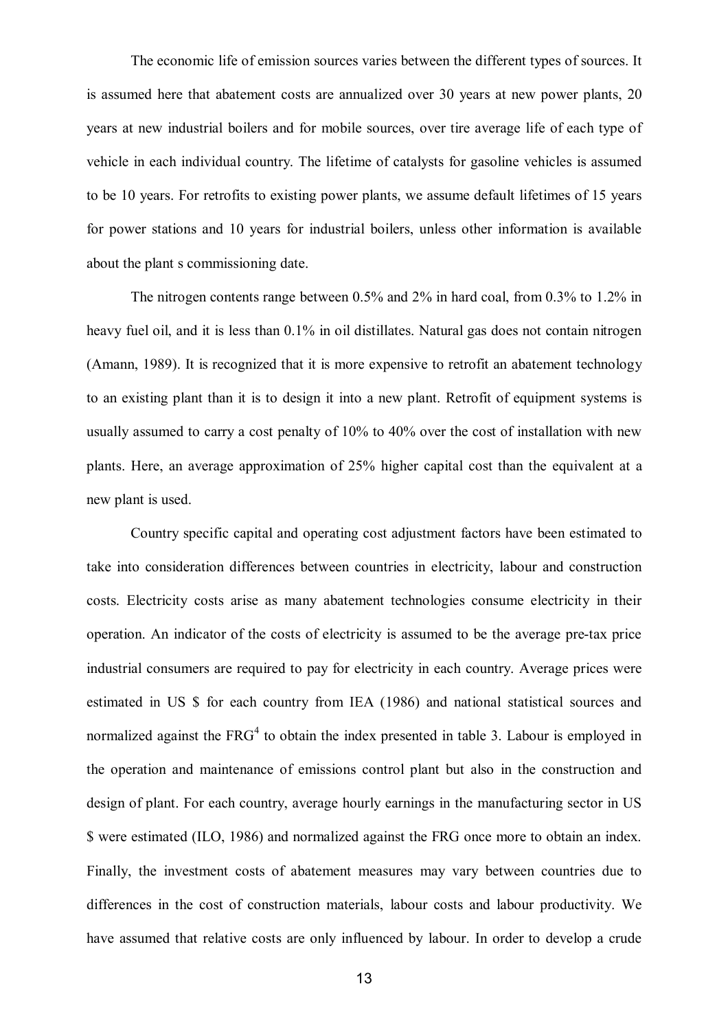The economic life of emission sources varies between the different types of sources. It is assumed here that abatement costs are annualized over 30 years at new power plants, 20 years at new industrial boilers and for mobile sources, over tire average life of each type of vehicle in each individual country. The lifetime of catalysts for gasoline vehicles is assumed to be 10 years. For retrofits to existing power plants, we assume default lifetimes of 15 years for power stations and 10 years for industrial boilers, unless other information is available about the plant s commissioning date.

The nitrogen contents range between 0.5% and 2% in hard coal, from 0.3% to 1.2% in heavy fuel oil, and it is less than 0.1% in oil distillates. Natural gas does not contain nitrogen (Amann, 1989). It is recognized that it is more expensive to retrofit an abatement technology to an existing plant than it is to design it into a new plant. Retrofit of equipment systems is usually assumed to carry a cost penalty of 10% to 40% over the cost of installation with new plants. Here, an average approximation of 25% higher capital cost than the equivalent at a new plant is used.

Country specific capital and operating cost adjustment factors have been estimated to take into consideration differences between countries in electricity, labour and construction costs. Electricity costs arise as many abatement technologies consume electricity in their operation. An indicator of the costs of electricity is assumed to be the average pre-tax price industrial consumers are required to pay for electricity in each country. Average prices were estimated in US $ for each country from IEA (1986) and national statistical sources and normalized against the FRG[4] to obtain the index presented in table 3. Labour is employed in the operation and maintenance of emissions control plant but also in the construction and design of plant. For each country, average hourly earnings in the manufacturing sector in US $ were estimated (ILO, 1986) and normalized against the FRG once more to obtain an index. Finally, the investment costs of abatement measures may vary between countries due to differences in the cost of construction materials, labour costs and labour productivity. We have assumed that relative costs are only influenced by labour. In order to develop a crude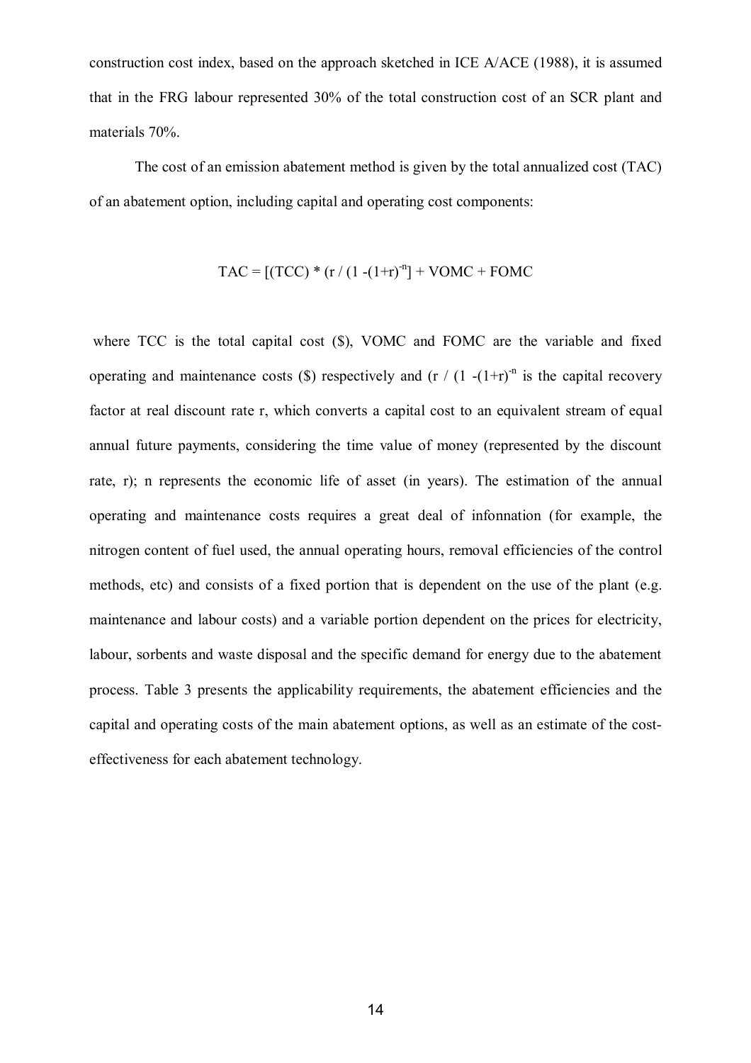construction cost index, based on the approach sketched in ICE A/ACE (1988), it is assumed that in the FRG labour represented 30% of the total construction cost of an SCR plant and materials 70%.

The cost of an emission abatement method is given by the total annualized cost (TAC) of an abatement option, including capital and operating cost components:

$$TAC = [(TCC) * (r / (1 - (1+r)^{-n}] + VOMC + FOMC$$

where TCC is the total capital cost ($), VOMC and FOMC are the variable and fixed operating and maintenance costs ($) respectively and $(r / (1 - (1+r)^{-n}$ is the capital recovery factor at real discount rate r, which converts a capital cost to an equivalent stream of equal annual future payments, considering the time value of money (represented by the discount rate, r); n represents the economic life of asset (in years). The estimation of the annual operating and maintenance costs requires a great deal of infonnation (for example, the nitrogen content of fuel used, the annual operating hours, removal efficiencies of the control methods, etc) and consists of a fixed portion that is dependent on the use of the plant (e.g. maintenance and labour costs) and a variable portion dependent on the prices for electricity, labour, sorbents and waste disposal and the specific demand for energy due to the abatement process. Table 3 presents the applicability requirements, the abatement efficiencies and the capital and operating costs of the main abatement options, as well as an estimate of the cost-effectiveness for each abatement technology.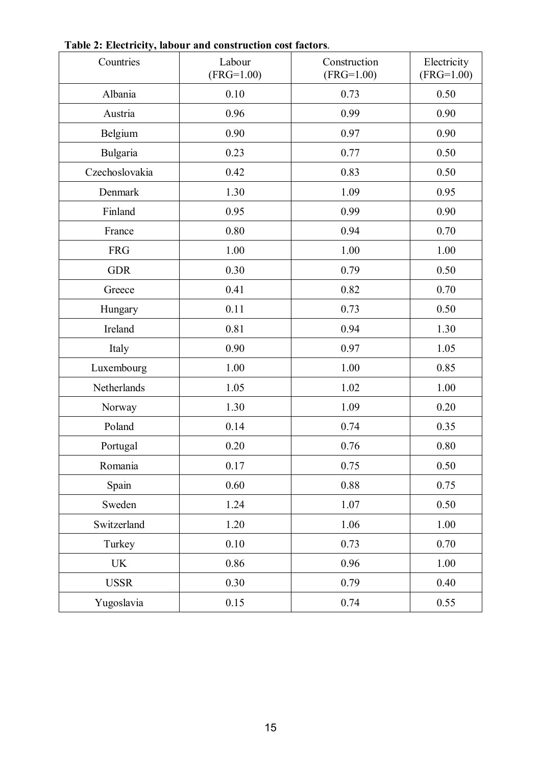**Table 2: Electricity, labour and construction cost factors**.

| Countries | Labour (FRG=1.00) | Construction (FRG=1.00) | Electricity (FRG=1.00) |
|---|---|---|---|
| Albania | 0.10 | 0.73 | 0.50 |
| Austria | 0.96 | 0.99 | 0.90 |
| Belgium | 0.90 | 0.97 | 0.90 |
| Bulgaria | 0.23 | 0.77 | 0.50 |
| Czechoslovakia | 0.42 | 0.83 | 0.50 |
| Denmark | 1.30 | 1.09 | 0.95 |
| Finland | 0.95 | 0.99 | 0.90 |
| France | 0.80 | 0.94 | 0.70 |
| FRG | 1.00 | 1.00 | 1.00 |
| GDR | 0.30 | 0.79 | 0.50 |
| Greece | 0.41 | 0.82 | 0.70 |
| Hungary | 0.11 | 0.73 | 0.50 |
| Ireland | 0.81 | 0.94 | 1.30 |
| Italy | 0.90 | 0.97 | 1.05 |
| Luxembourg | 1.00 | 1.00 | 0.85 |
| Netherlands | 1.05 | 1.02 | 1.00 |
| Norway | 1.30 | 1.09 | 0.20 |
| Poland | 0.14 | 0.74 | 0.35 |
| Portugal | 0.20 | 0.76 | 0.80 |
| Romania | 0.17 | 0.75 | 0.50 |
| Spain | 0.60 | 0.88 | 0.75 |
| Sweden | 1.24 | 1.07 | 0.50 |
| Switzerland | 1.20 | 1.06 | 1.00 |
| Turkey | 0.10 | 0.73 | 0.70 |
| UK | 0.86 | 0.96 | 1.00 |
| USSR | 0.30 | 0.79 | 0.40 |
| Yugoslavia | 0.15 | 0.74 | 0.55 |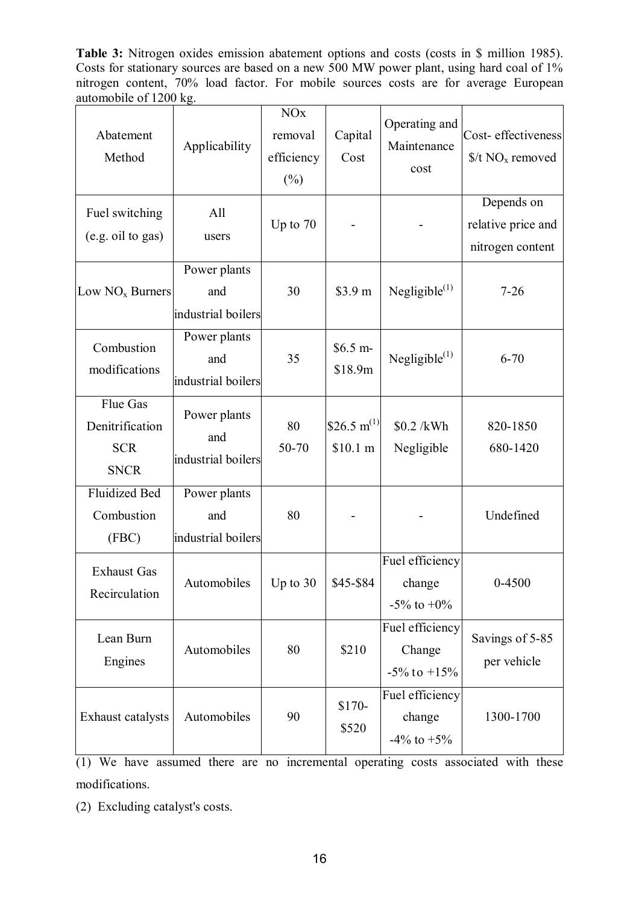**Table 3:** Nitrogen oxides emission abatement options and costs (costs in $ million 1985). Costs for stationary sources are based on a new 500 MW power plant, using hard coal of 1% nitrogen content, 70% load factor. For mobile sources costs are for average European automobile of 1200 kg.

| Abatement Method | Applicability | NOx removal efficiency (%) | Capital Cost | Operating and Maintenance cost | Cost- effectiveness $/t $NO_x$ removed |
|---|---|---|---|---|---|
| Fuel switching (e.g. oil to gas) | All users | Up to 70 | - | - | Depends on relative price and nitrogen content |
| Low $NO_x$ Burners | Power plants and industrial boilers | 30 | $3.9 m | Negligible(1) | 7-26 |
| Combustion modifications | Power plants and industrial boilers | 35 | $6.5 m- $18.9m | Negligible(1) | 6-70 |
| Flue Gas Denitrification SCR SNCR | Power plants and industrial boilers | 80 50-70 | $26.5 m(1) $10.1 m | $0.2 /kWh Negligible | 820-1850 680-1420 |
| Fluidized Bed Combustion (FBC) | Power plants and industrial boilers | 80 | - | - | Undefined |
| Exhaust Gas Recirculation | Automobiles | Up to 30 | $45-$84 | Fuel efficiency change -5% to +0% | 0-4500 |
| Lean Burn Engines | Automobiles | 80 | $210 | Fuel efficiency Change -5% to +15% | Savings of 5-85 per vehicle |
| Exhaust catalysts | Automobiles | 90 | $170- $520 | Fuel efficiency change -4% to +5% | 1300-1700 |

(1) We have assumed there are no incremental operating costs associated with these modifications.

(2) Excluding catalyst's costs.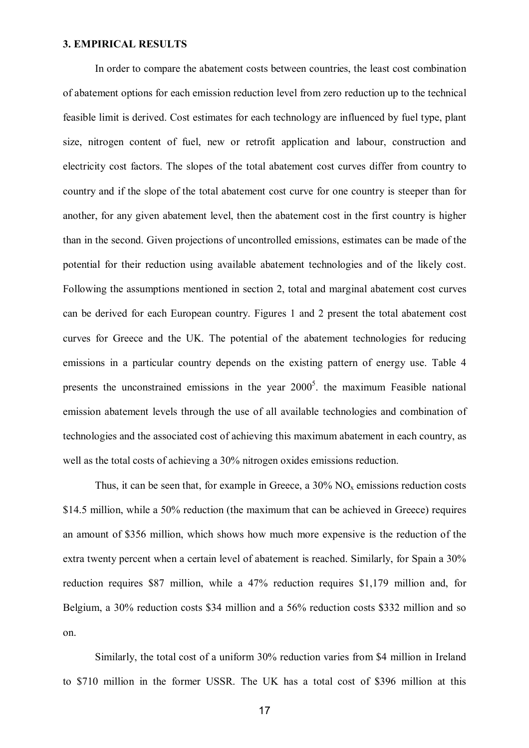### 3. EMPIRICAL RESULTS

In order to compare the abatement costs between countries, the least cost combination of abatement options for each emission reduction level from zero reduction up to the technical feasible limit is derived. Cost estimates for each technology are influenced by fuel type, plant size, nitrogen content of fuel, new or retrofit application and labour, construction and electricity cost factors. The slopes of the total abatement cost curves differ from country to country and if the slope of the total abatement cost curve for one country is steeper than for another, for any given abatement level, then the abatement cost in the first country is higher than in the second. Given projections of uncontrolled emissions, estimates can be made of the potential for their reduction using available abatement technologies and of the likely cost. Following the assumptions mentioned in section 2, total and marginal abatement cost curves can be derived for each European country. Figures 1 and 2 present the total abatement cost curves for Greece and the UK. The potential of the abatement technologies for reducing emissions in a particular country depends on the existing pattern of energy use. Table 4 presents the unconstrained emissions in the year 2000[5]. the maximum Feasible national emission abatement levels through the use of all available technologies and combination of technologies and the associated cost of achieving this maximum abatement in each country, as well as the total costs of achieving a 30% nitrogen oxides emissions reduction.

Thus, it can be seen that, for example in Greece, a 30% $NO_x$ emissions reduction costs \$14.5 million, while a 50% reduction (the maximum that can be achieved in Greece) requires an amount of \$356 million, which shows how much more expensive is the reduction of the extra twenty percent when a certain level of abatement is reached. Similarly, for Spain a 30% reduction requires \$87 million, while a 47% reduction requires \$1,179 million and, for Belgium, a 30% reduction costs \$34 million and a 56% reduction costs \$332 million and so on.

Similarly, the total cost of a uniform 30% reduction varies from \$4 million in Ireland to \$710 million in the former USSR. The UK has a total cost of \$396 million at this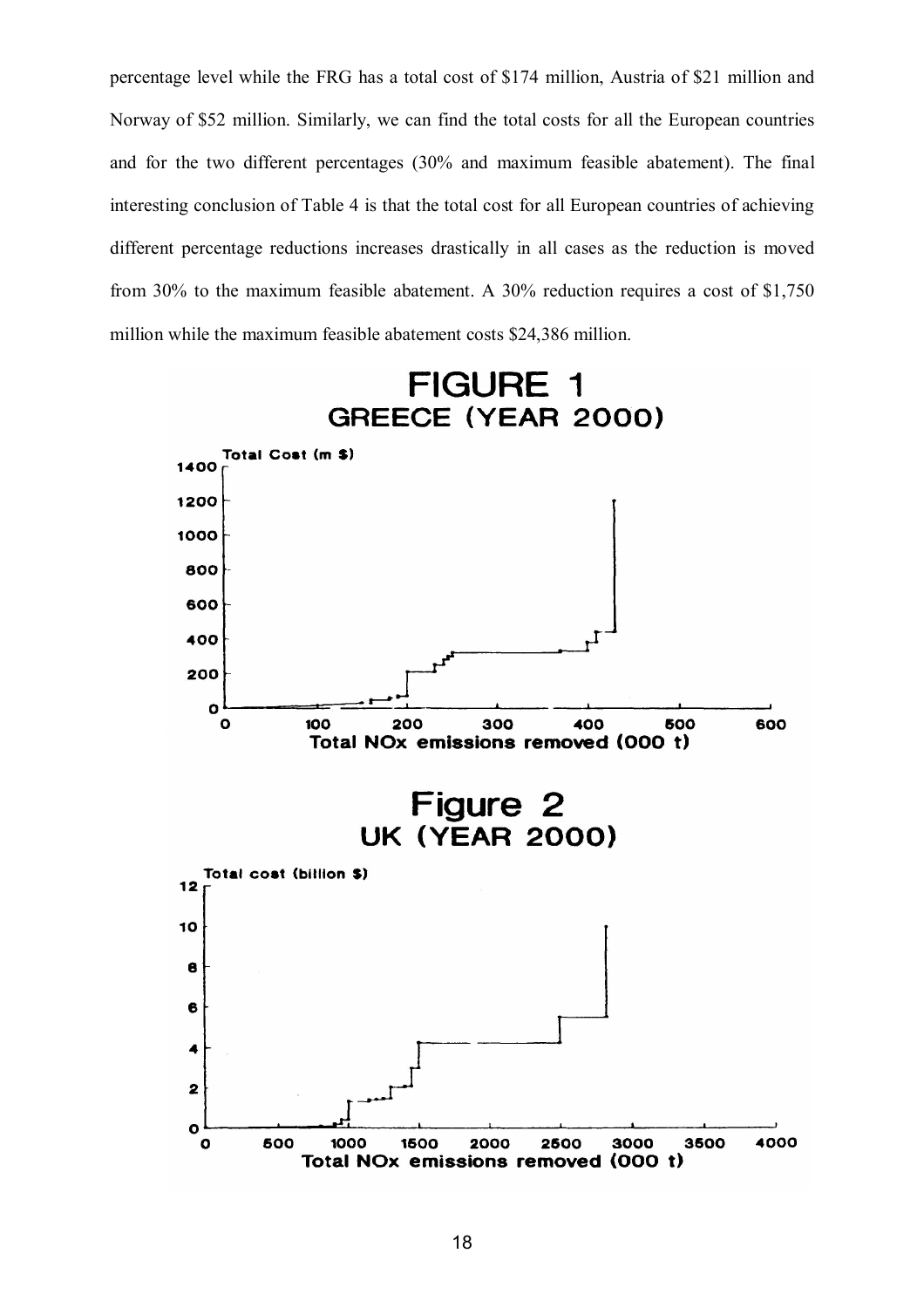percentage level while the FRG has a total cost of $174 million, Austria of $21 million and Norway of $52 million. Similarly, we can find the total costs for all the European countries and for the two different percentages (30% and maximum feasible abatement). The final interesting conclusion of Table 4 is that the total cost for all European countries of achieving different percentage reductions increases drastically in all cases as the reduction is moved from 30% to the maximum feasible abatement. A 30% reduction requires a cost of $1,750 million while the maximum feasible abatement costs $24,386 million.

**FIGURE 1**
**GREECE (YEAR 2000)**

**Figure 2**
**UK (YEAR 2000)**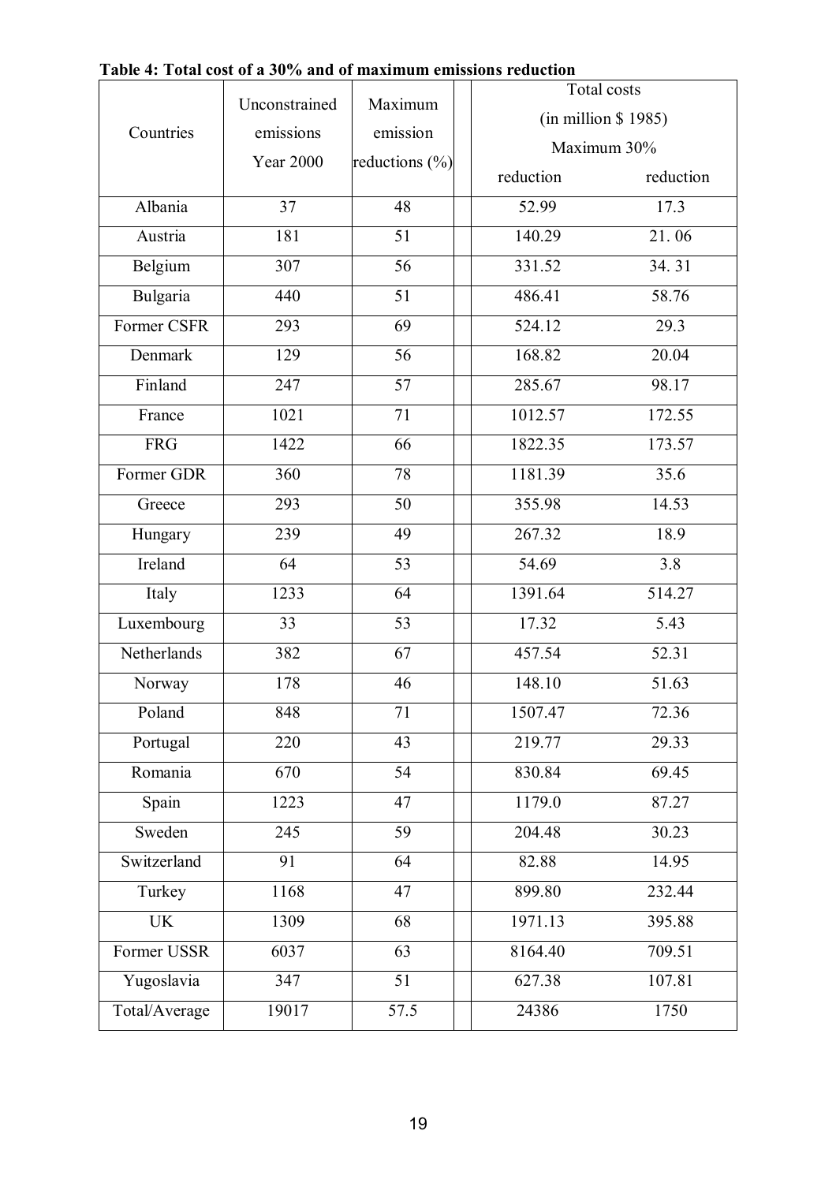**Table 4: Total cost of a 30% and of maximum emissions reduction**

| Countries | Unconstrained emissions Year 2000 | Maximum emission reductions (%) | Total costs (in million $ 1985) Maximum reduction | 30% reduction |
|---|---|---|---|---|
| Albania | 37 | 48 | 52.99 | 17.3 |
| Austria | 181 | 51 | 140.29 | 21. 06 |
| Belgium | 307 | 56 | 331.52 | 34. 31 |
| Bulgaria | 440 | 51 | 486.41 | 58.76 |
| Former CSFR | 293 | 69 | 524.12 | 29.3 |
| Denmark | 129 | 56 | 168.82 | 20.04 |
| Finland | 247 | 57 | 285.67 | 98.17 |
| France | 1021 | 71 | 1012.57 | 172.55 |
| FRG | 1422 | 66 | 1822.35 | 173.57 |
| Former GDR | 360 | 78 | 1181.39 | 35.6 |
| Greece | 293 | 50 | 355.98 | 14.53 |
| Hungary | 239 | 49 | 267.32 | 18.9 |
| Ireland | 64 | 53 | 54.69 | 3.8 |
| Italy | 1233 | 64 | 1391.64 | 514.27 |
| Luxembourg | 33 | 53 | 17.32 | 5.43 |
| Netherlands | 382 | 67 | 457.54 | 52.31 |
| Norway | 178 | 46 | 148.10 | 51.63 |
| Poland | 848 | 71 | 1507.47 | 72.36 |
| Portugal | 220 | 43 | 219.77 | 29.33 |
| Romania | 670 | 54 | 830.84 | 69.45 |
| Spain | 1223 | 47 | 1179.0 | 87.27 |
| Sweden | 245 | 59 | 204.48 | 30.23 |
| Switzerland | 91 | 64 | 82.88 | 14.95 |
| Turkey | 1168 | 47 | 899.80 | 232.44 |
| UK | 1309 | 68 | 1971.13 | 395.88 |
| Former USSR | 6037 | 63 | 8164.40 | 709.51 |
| Yugoslavia | 347 | 51 | 627.38 | 107.81 |
| Total/Average | 19017 | 57.5 | 24386 | 1750 |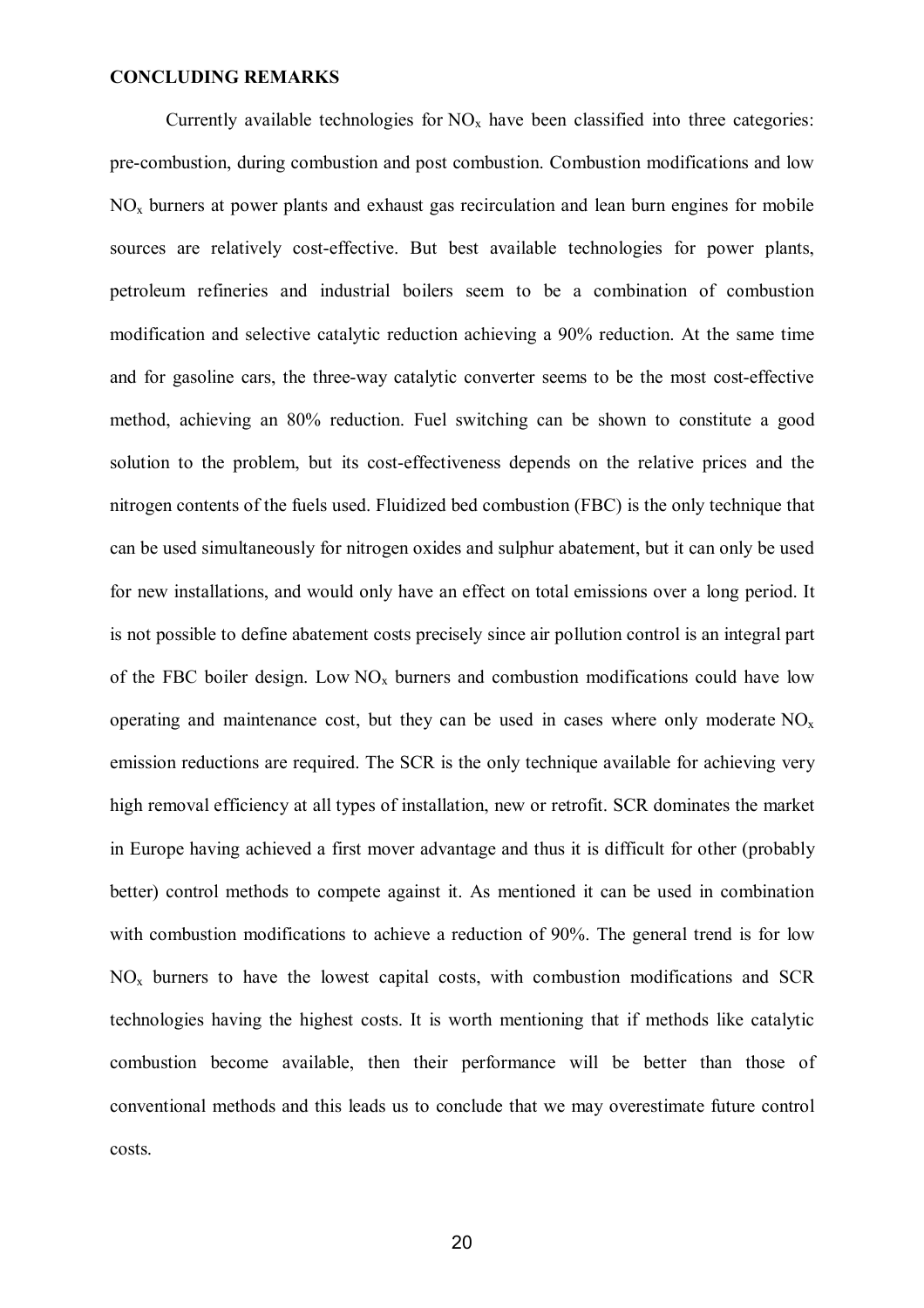## CONCLUDING REMARKS

Currently available technologies for $NO_x$ have been classified into three categories: pre-combustion, during combustion and post combustion. Combustion modifications and low $NO_x$ burners at power plants and exhaust gas recirculation and lean burn engines for mobile sources are relatively cost-effective. But best available technologies for power plants, petroleum refineries and industrial boilers seem to be a combination of combustion modification and selective catalytic reduction achieving a 90% reduction. At the same time and for gasoline cars, the three-way catalytic converter seems to be the most cost-effective method, achieving an 80% reduction. Fuel switching can be shown to constitute a good solution to the problem, but its cost-effectiveness depends on the relative prices and the nitrogen contents of the fuels used. Fluidized bed combustion (FBC) is the only technique that can be used simultaneously for nitrogen oxides and sulphur abatement, but it can only be used for new installations, and would only have an effect on total emissions over a long period. It is not possible to define abatement costs precisely since air pollution control is an integral part of the FBC boiler design. Low $NO_x$ burners and combustion modifications could have low operating and maintenance cost, but they can be used in cases where only moderate $NO_x$ emission reductions are required. The SCR is the only technique available for achieving very high removal efficiency at all types of installation, new or retrofit. SCR dominates the market in Europe having achieved a first mover advantage and thus it is difficult for other (probably better) control methods to compete against it. As mentioned it can be used in combination with combustion modifications to achieve a reduction of 90%. The general trend is for low $NO_x$ burners to have the lowest capital costs, with combustion modifications and SCR technologies having the highest costs. It is worth mentioning that if methods like catalytic combustion become available, then their performance will be better than those of conventional methods and this leads us to conclude that we may overestimate future control costs.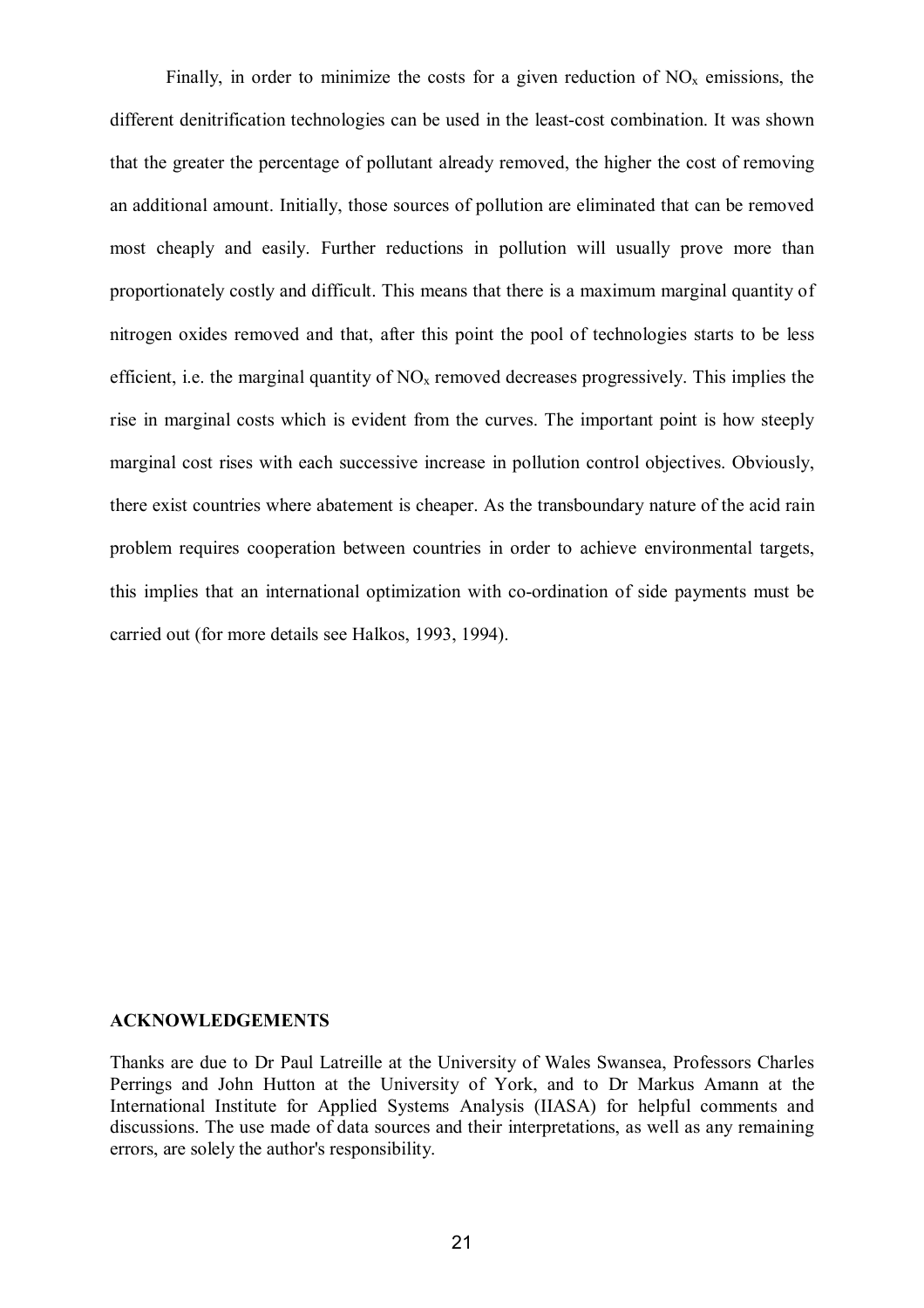Finally, in order to minimize the costs for a given reduction of $NO_x$ emissions, the different denitrification technologies can be used in the least-cost combination. It was shown that the greater the percentage of pollutant already removed, the higher the cost of removing an additional amount. Initially, those sources of pollution are eliminated that can be removed most cheaply and easily. Further reductions in pollution will usually prove more than proportionately costly and difficult. This means that there is a maximum marginal quantity of nitrogen oxides removed and that, after this point the pool of technologies starts to be less efficient, i.e. the marginal quantity of $NO_x$ removed decreases progressively. This implies the rise in marginal costs which is evident from the curves. The important point is how steeply marginal cost rises with each successive increase in pollution control objectives. Obviously, there exist countries where abatement is cheaper. As the transboundary nature of the acid rain problem requires cooperation between countries in order to achieve environmental targets, this implies that an international optimization with co-ordination of side payments must be carried out (for more details see Halkos, 1993, 1994).

**ACKNOWLEDGEMENTS**

Thanks are due to Dr Paul Latreille at the University of Wales Swansea, Professors Charles Perrings and John Hutton at the University of York, and to Dr Markus Amann at the International Institute for Applied Systems Analysis (IIASA) for helpful comments and discussions. The use made of data sources and their interpretations, as well as any remaining errors, are solely the author's responsibility.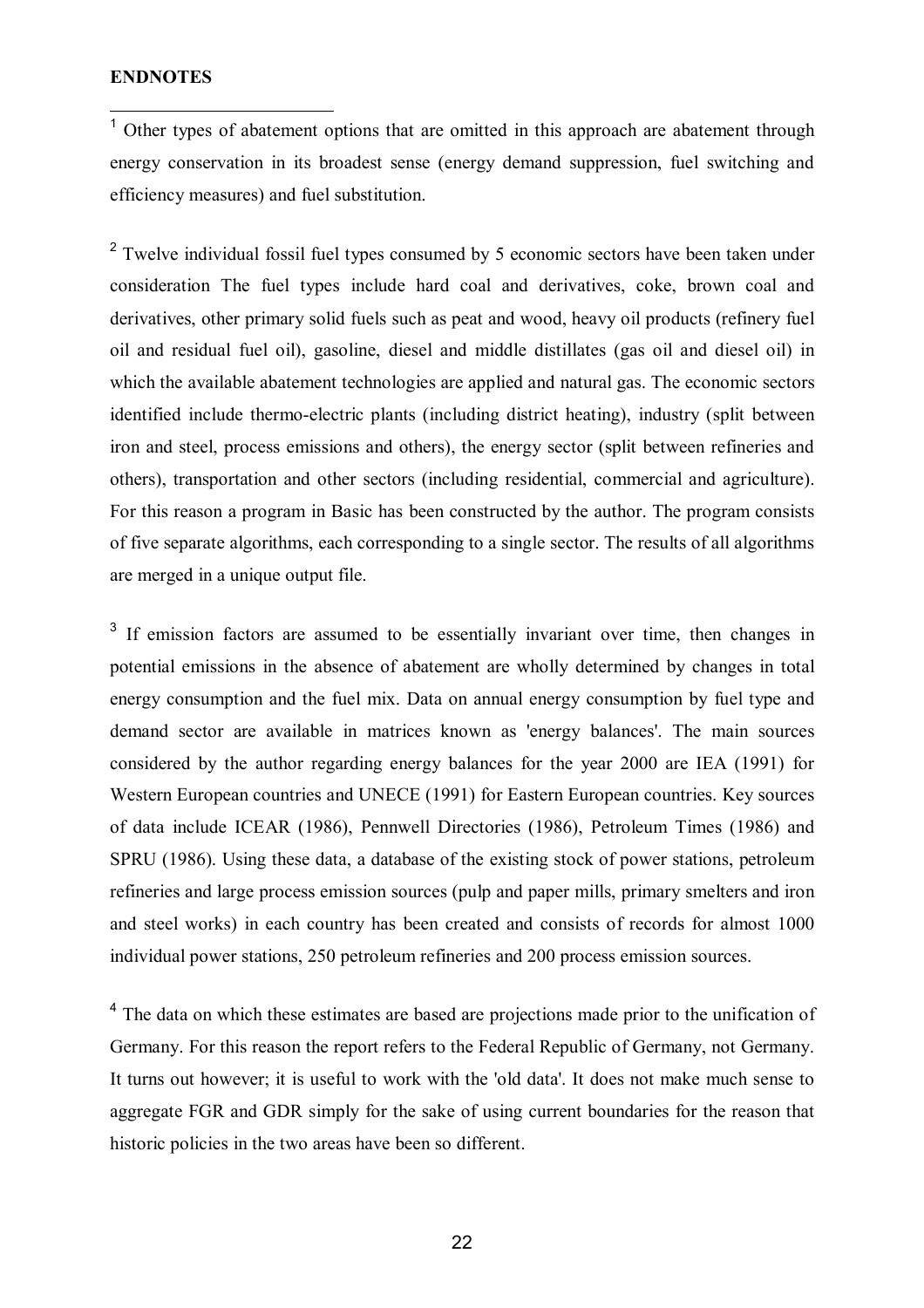**ENDNOTES**

[1] Other types of abatement options that are omitted in this approach are abatement through energy conservation in its broadest sense (energy demand suppression, fuel switching and efficiency measures) and fuel substitution.

[2] Twelve individual fossil fuel types consumed by 5 economic sectors have been taken under consideration The fuel types include hard coal and derivatives, coke, brown coal and derivatives, other primary solid fuels such as peat and wood, heavy oil products (refinery fuel oil and residual fuel oil), gasoline, diesel and middle distillates (gas oil and diesel oil) in which the available abatement technologies are applied and natural gas. The economic sectors identified include thermo-electric plants (including district heating), industry (split between iron and steel, process emissions and others), the energy sector (split between refineries and others), transportation and other sectors (including residential, commercial and agriculture). For this reason a program in Basic has been constructed by the author. The program consists of five separate algorithms, each corresponding to a single sector. The results of all algorithms are merged in a unique output file.

[3] If emission factors are assumed to be essentially invariant over time, then changes in potential emissions in the absence of abatement are wholly determined by changes in total energy consumption and the fuel mix. Data on annual energy consumption by fuel type and demand sector are available in matrices known as 'energy balances'. The main sources considered by the author regarding energy balances for the year 2000 are IEA (1991) for Western European countries and UNECE (1991) for Eastern European countries. Key sources of data include ICEAR (1986), Pennwell Directories (1986), Petroleum Times (1986) and SPRU (1986). Using these data, a database of the existing stock of power stations, petroleum refineries and large process emission sources (pulp and paper mills, primary smelters and iron and steel works) in each country has been created and consists of records for almost 1000 individual power stations, 250 petroleum refineries and 200 process emission sources.

[4] The data on which these estimates are based are projections made prior to the unification of Germany. For this reason the report refers to the Federal Republic of Germany, not Germany. It turns out however; it is useful to work with the 'old data'. It does not make much sense to aggregate FGR and GDR simply for the sake of using current boundaries for the reason that historic policies in the two areas have been so different.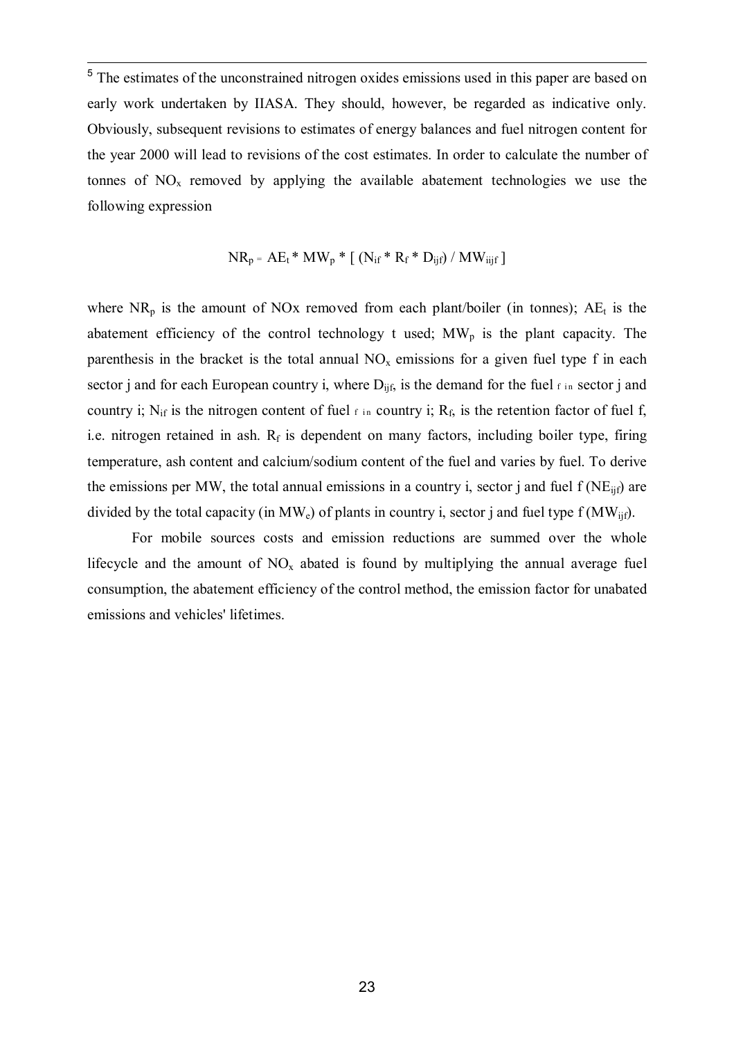[5] The estimates of the unconstrained nitrogen oxides emissions used in this paper are based on early work undertaken by IIASA. They should, however, be regarded as indicative only. Obviously, subsequent revisions to estimates of energy balances and fuel nitrogen content for the year 2000 will lead to revisions of the cost estimates. In order to calculate the number of tonnes of $NO_x$ removed by applying the available abatement technologies we use the following expression

$$NR_p = AE_t * MW_p * [ (N_{if} * R_f * D_{ijf}) / MW_{iijf} ]$$

where $NR_p$ is the amount of NOx removed from each plant/boiler (in tonnes); $AE_t$ is the abatement efficiency of the control technology t used; $MW_p$ is the plant capacity. The parenthesis in the bracket is the total annual $NO_x$ emissions for a given fuel type f in each sector j and for each European country i, where $D_{ijf}$, is the demand for the fuel f in sector j and country i; $N_{if}$ is the nitrogen content of fuel f in country i; $R_f$, is the retention factor of fuel f, i.e. nitrogen retained in ash. $R_f$ is dependent on many factors, including boiler type, firing temperature, ash content and calcium/sodium content of the fuel and varies by fuel. To derive the emissions per MW, the total annual emissions in a country i, sector j and fuel f ($NE_{ijf}$) are divided by the total capacity (in $MW_e$) of plants in country i, sector j and fuel type f ($MW_{ijf}$).

For mobile sources costs and emission reductions are summed over the whole lifecycle and the amount of $NO_x$ abated is found by multiplying the annual average fuel consumption, the abatement efficiency of the control method, the emission factor for unabated emissions and vehicles' lifetimes.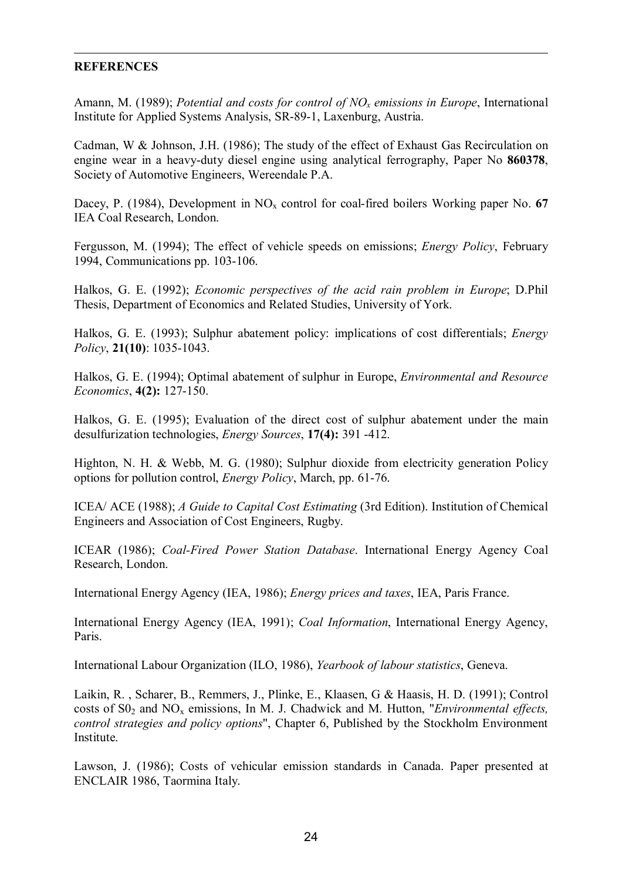## REFERENCES

Amann, M. (1989); *Potential and costs for control of $NO_x$ emissions in Europe*, International Institute for Applied Systems Analysis, SR-89-1, Laxenburg, Austria.

Cadman, W & Johnson, J.H. (1986); The study of the effect of Exhaust Gas Recirculation on engine wear in a heavy-duty diesel engine using analytical ferrography, Paper No **860378**, Society of Automotive Engineers, Wereendale P.A.

Dacey, P. (1984), Development in $NO_x$ control for coal-fired boilers Working paper No. **67** IEA Coal Research, London.

Fergusson, M. (1994); The effect of vehicle speeds on emissions; *Energy Policy*, February 1994, Communications pp. 103-106.

Halkos, G. E. (1992); *Economic perspectives of the acid rain problem in Europe*; D.Phil Thesis, Department of Economics and Related Studies, University of York.

Halkos, G. E. (1993); Sulphur abatement policy: implications of cost differentials; *Energy Policy*, **21(10)**: 1035-1043.

Halkos, G. E. (1994); Optimal abatement of sulphur in Europe, *Environmental and Resource Economics*, **4(2):** 127-150.

Halkos, G. E. (1995); Evaluation of the direct cost of sulphur abatement under the main desulfurization technologies, *Energy Sources*, **17(4):** 391 -412.

Highton, N. H. & Webb, M. G. (1980); Sulphur dioxide from electricity generation Policy options for pollution control, *Energy Policy*, March, pp. 61-76.

ICEA/ ACE (1988); *A Guide to Capital Cost Estimating* (3rd Edition). Institution of Chemical Engineers and Association of Cost Engineers, Rugby.

ICEAR (1986); *Coal-Fired Power Station Database*. International Energy Agency Coal Research, London.

International Energy Agency (IEA, 1986); *Energy prices and taxes*, IEA, Paris France.

International Energy Agency (IEA, 1991); *Coal Information*, International Energy Agency, Paris.

International Labour Organization (ILO, 1986), *Yearbook of labour statistics*, Geneva.

Laikin, R. , Scharer, B., Remmers, J., Plinke, E., Klaasen, G & Haasis, H. D. (1991); Control costs of $S0_2$ and $NO_x$ emissions, In M. J. Chadwick and M. Hutton, "*Environmental effects, control strategies and policy options*", Chapter 6, Published by the Stockholm Environment Institute.

Lawson, J. (1986); Costs of vehicular emission standards in Canada. Paper presented at ENCLAIR 1986, Taormina Italy.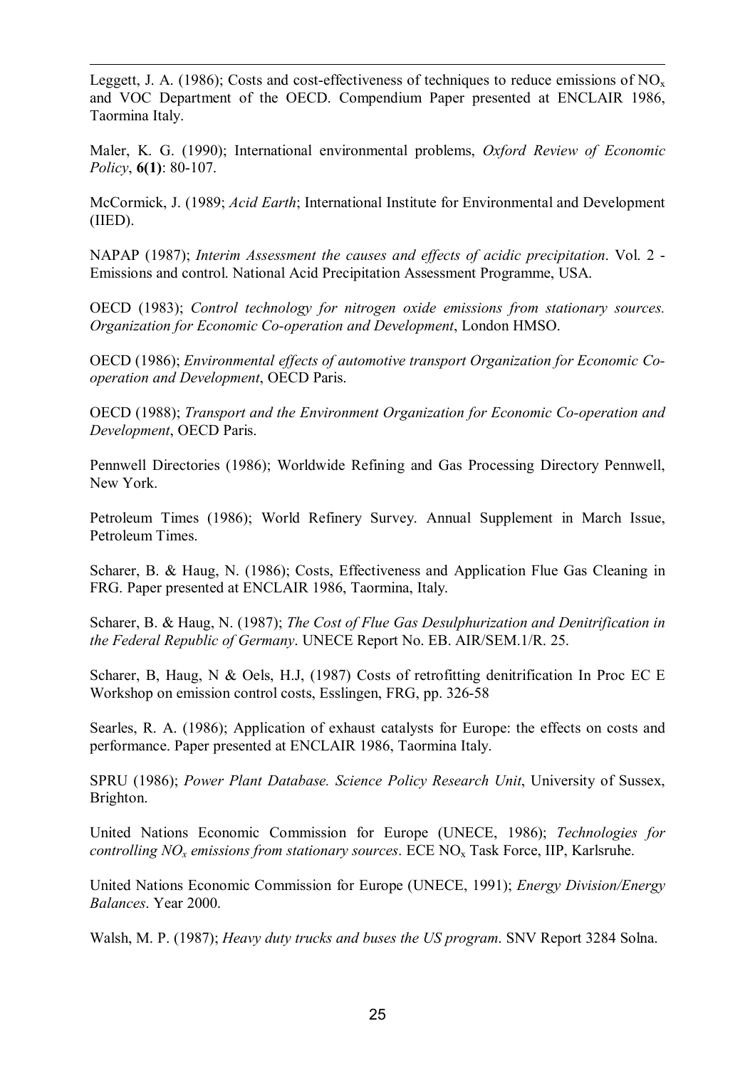Leggett, J. A. (1986); Costs and cost-effectiveness of techniques to reduce emissions of $NO_x$ and VOC Department of the OECD. Compendium Paper presented at ENCLAIR 1986, Taormina Italy.

Maler, K. G. (1990); International environmental problems, *Oxford Review of Economic Policy*, **6(1)**: 80-107.

McCormick, J. (1989; *Acid Earth*; International Institute for Environmental and Development (IIED).

NAPAP (1987); *Interim Assessment the causes and effects of acidic precipitation*. Vol. 2 - Emissions and control. National Acid Precipitation Assessment Programme, USA.

OECD (1983); *Control technology for nitrogen oxide emissions from stationary sources. Organization for Economic Co-operation and Development*, London HMSO.

OECD (1986); *Environmental effects of automotive transport Organization for Economic Co-operation and Development*, OECD Paris.

OECD (1988); *Transport and the Environment Organization for Economic Co-operation and Development*, OECD Paris.

Pennwell Directories (1986); Worldwide Refining and Gas Processing Directory Pennwell, New York.

Petroleum Times (1986); World Refinery Survey. Annual Supplement in March Issue, Petroleum Times.

Scharer, B. & Haug, N. (1986); Costs, Effectiveness and Application Flue Gas Cleaning in FRG. Paper presented at ENCLAIR 1986, Taormina, Italy.

Scharer, B. & Haug, N. (1987); *The Cost of Flue Gas Desulphurization and Denitrification in the Federal Republic of Germany*. UNECE Report No. EB. AIR/SEM.1/R. 25.

Scharer, B, Haug, N & Oels, H.J, (1987) Costs of retrofitting denitrification In Proc EC E Workshop on emission control costs, Esslingen, FRG, pp. 326-58

Searles, R. A. (1986); Application of exhaust catalysts for Europe: the effects on costs and performance. Paper presented at ENCLAIR 1986, Taormina Italy.

SPRU (1986); *Power Plant Database. Science Policy Research Unit*, University of Sussex, Brighton.

United Nations Economic Commission for Europe (UNECE, 1986); *Technologies for controlling $NO_x$ emissions from stationary sources*. ECE $NO_x$ Task Force, IIP, Karlsruhe.

United Nations Economic Commission for Europe (UNECE, 1991); *Energy Division/Energy Balances*. Year 2000.

Walsh, M. P. (1987); *Heavy duty trucks and buses the US program*. SNV Report 3284 Solna.